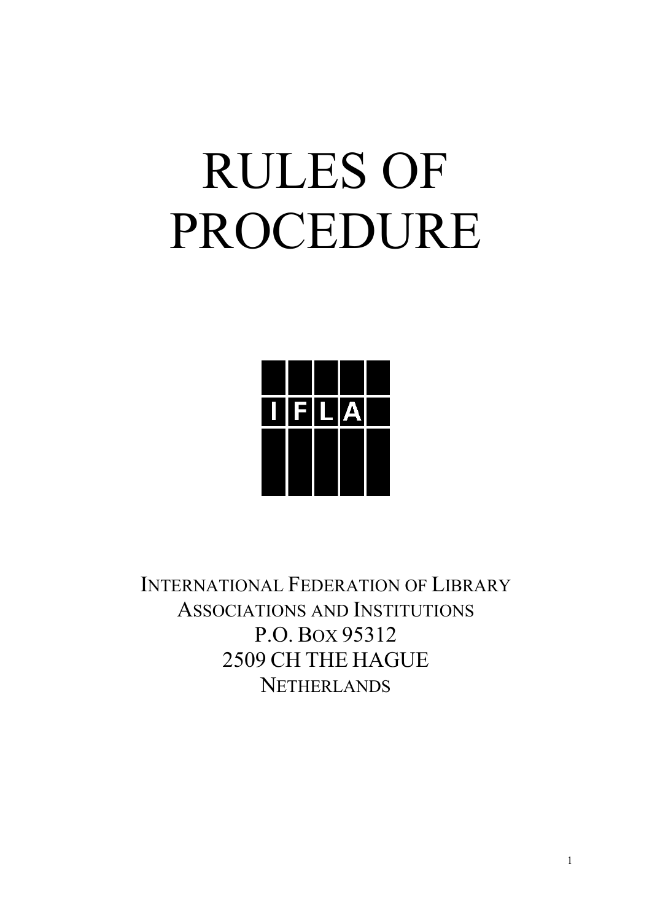# RULES OF PROCEDURE

IFLA

INTERNATIONAL FEDERATION OF LIBRARY ASSOCIATIONS AND INSTITUTIONS
P.O. BOX 95312
2509 CH THE HAGUE
NETHERLANDS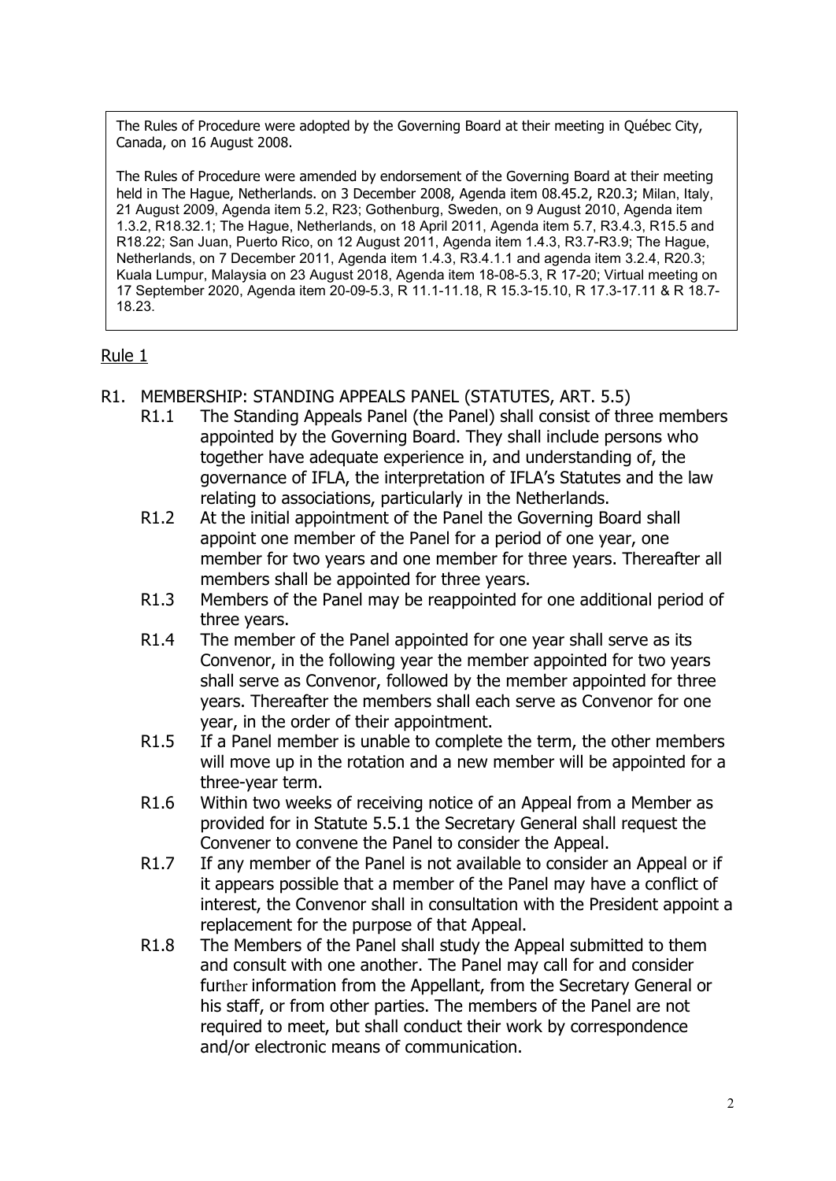The Rules of Procedure were adopted by the Governing Board at their meeting in Québec City, Canada, on 16 August 2008.

The Rules of Procedure were amended by endorsement of the Governing Board at their meeting held in The Hague, Netherlands. on 3 December 2008, Agenda item 08.45.2, R20.3; Milan, Italy, 21 August 2009, Agenda item 5.2, R23; Gothenburg, Sweden, on 9 August 2010, Agenda item 1.3.2, R18.32.1; The Hague, Netherlands, on 18 April 2011, Agenda item 5.7, R3.4.3, R15.5 and R18.22; San Juan, Puerto Rico, on 12 August 2011, Agenda item 1.4.3, R3.7-R3.9; The Hague, Netherlands, on 7 December 2011, Agenda item 1.4.3, R3.4.1.1 and agenda item 3.2.4, R20.3; Kuala Lumpur, Malaysia on 23 August 2018, Agenda item 18-08-5.3, R 17-20; Virtual meeting on 17 September 2020, Agenda item 20-09-5.3, R 11.1-11.18, R 15.3-15.10, R 17.3-17.11 & R 18.7-18.23.

## Rule 1

R1. MEMBERSHIP: STANDING APPEALS PANEL (STATUTES, ART. 5.5)

- R1.1 The Standing Appeals Panel (the Panel) shall consist of three members appointed by the Governing Board. They shall include persons who together have adequate experience in, and understanding of, the governance of IFLA, the interpretation of IFLA's Statutes and the law relating to associations, particularly in the Netherlands.
- R1.2 At the initial appointment of the Panel the Governing Board shall appoint one member of the Panel for a period of one year, one member for two years and one member for three years. Thereafter all members shall be appointed for three years.
- R1.3 Members of the Panel may be reappointed for one additional period of three years.
- R1.4 The member of the Panel appointed for one year shall serve as its Convenor, in the following year the member appointed for two years shall serve as Convenor, followed by the member appointed for three years. Thereafter the members shall each serve as Convenor for one year, in the order of their appointment.
- R1.5 If a Panel member is unable to complete the term, the other members will move up in the rotation and a new member will be appointed for a three-year term.
- R1.6 Within two weeks of receiving notice of an Appeal from a Member as provided for in Statute 5.5.1 the Secretary General shall request the Convener to convene the Panel to consider the Appeal.
- R1.7 If any member of the Panel is not available to consider an Appeal or if it appears possible that a member of the Panel may have a conflict of interest, the Convenor shall in consultation with the President appoint a replacement for the purpose of that Appeal.
- R1.8 The Members of the Panel shall study the Appeal submitted to them and consult with one another. The Panel may call for and consider further information from the Appellant, from the Secretary General or his staff, or from other parties. The members of the Panel are not required to meet, but shall conduct their work by correspondence and/or electronic means of communication.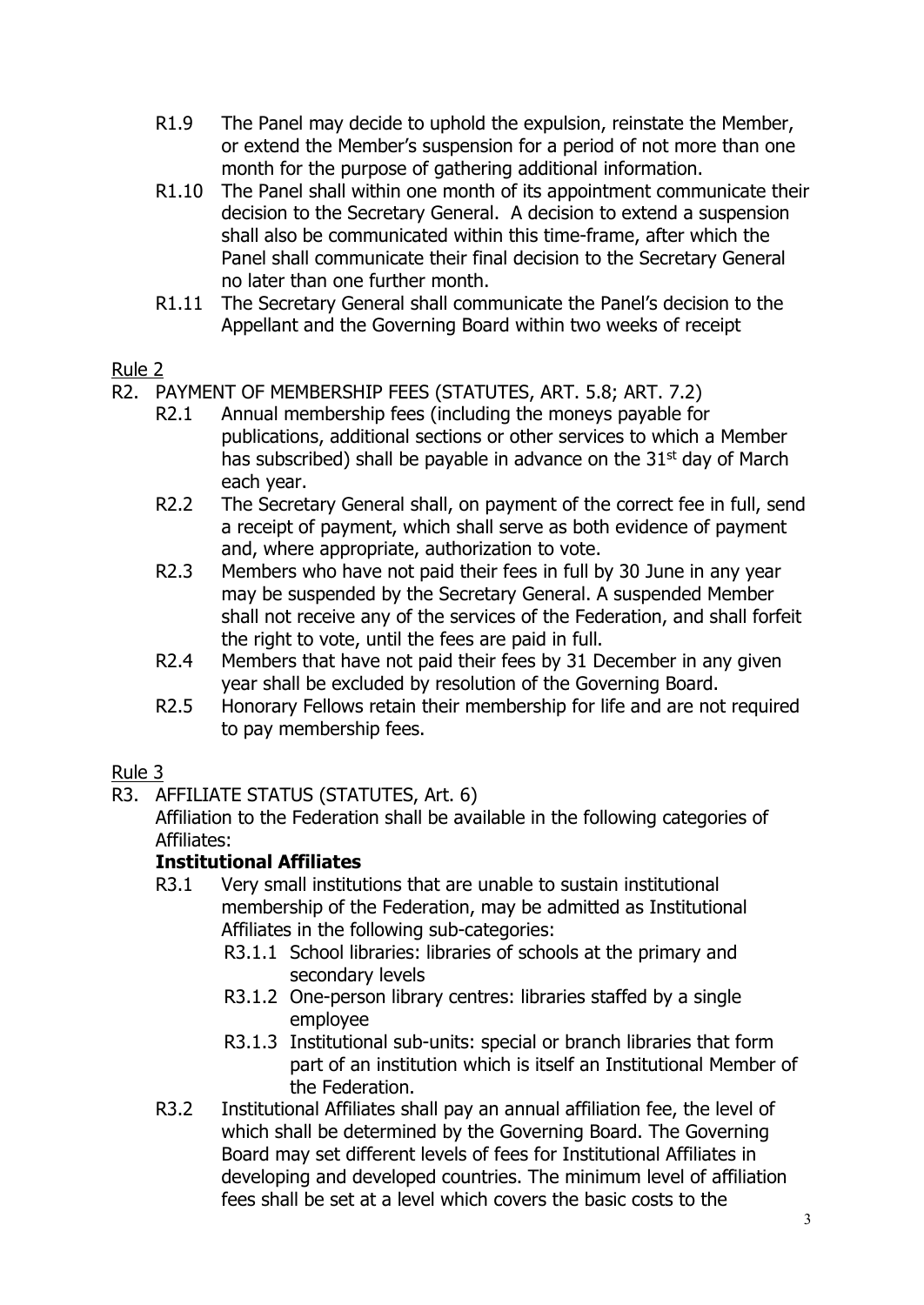R1.9 The Panel may decide to uphold the expulsion, reinstate the Member, or extend the Member's suspension for a period of not more than one month for the purpose of gathering additional information.

R1.10 The Panel shall within one month of its appointment communicate their decision to the Secretary General. A decision to extend a suspension shall also be communicated within this time-frame, after which the Panel shall communicate their final decision to the Secretary General no later than one further month.

R1.11 The Secretary General shall communicate the Panel's decision to the Appellant and the Governing Board within two weeks of receipt

Rule 2

R2. PAYMENT OF MEMBERSHIP FEES (STATUTES, ART. 5.8; ART. 7.2)

R2.1 Annual membership fees (including the moneys payable for publications, additional sections or other services to which a Member has subscribed) shall be payable in advance on the 31st day of March each year.

R2.2 The Secretary General shall, on payment of the correct fee in full, send a receipt of payment, which shall serve as both evidence of payment and, where appropriate, authorization to vote.

R2.3 Members who have not paid their fees in full by 30 June in any year may be suspended by the Secretary General. A suspended Member shall not receive any of the services of the Federation, and shall forfeit the right to vote, until the fees are paid in full.

R2.4 Members that have not paid their fees by 31 December in any given year shall be excluded by resolution of the Governing Board.

R2.5 Honorary Fellows retain their membership for life and are not required to pay membership fees.

Rule 3

R3. AFFILIATE STATUS (STATUTES, Art. 6)

Affiliation to the Federation shall be available in the following categories of Affiliates:

**Institutional Affiliates**

R3.1 Very small institutions that are unable to sustain institutional membership of the Federation, may be admitted as Institutional Affiliates in the following sub-categories:

R3.1.1 School libraries: libraries of schools at the primary and secondary levels

R3.1.2 One-person library centres: libraries staffed by a single employee

R3.1.3 Institutional sub-units: special or branch libraries that form part of an institution which is itself an Institutional Member of the Federation.

R3.2 Institutional Affiliates shall pay an annual affiliation fee, the level of which shall be determined by the Governing Board. The Governing Board may set different levels of fees for Institutional Affiliates in developing and developed countries. The minimum level of affiliation fees shall be set at a level which covers the basic costs to the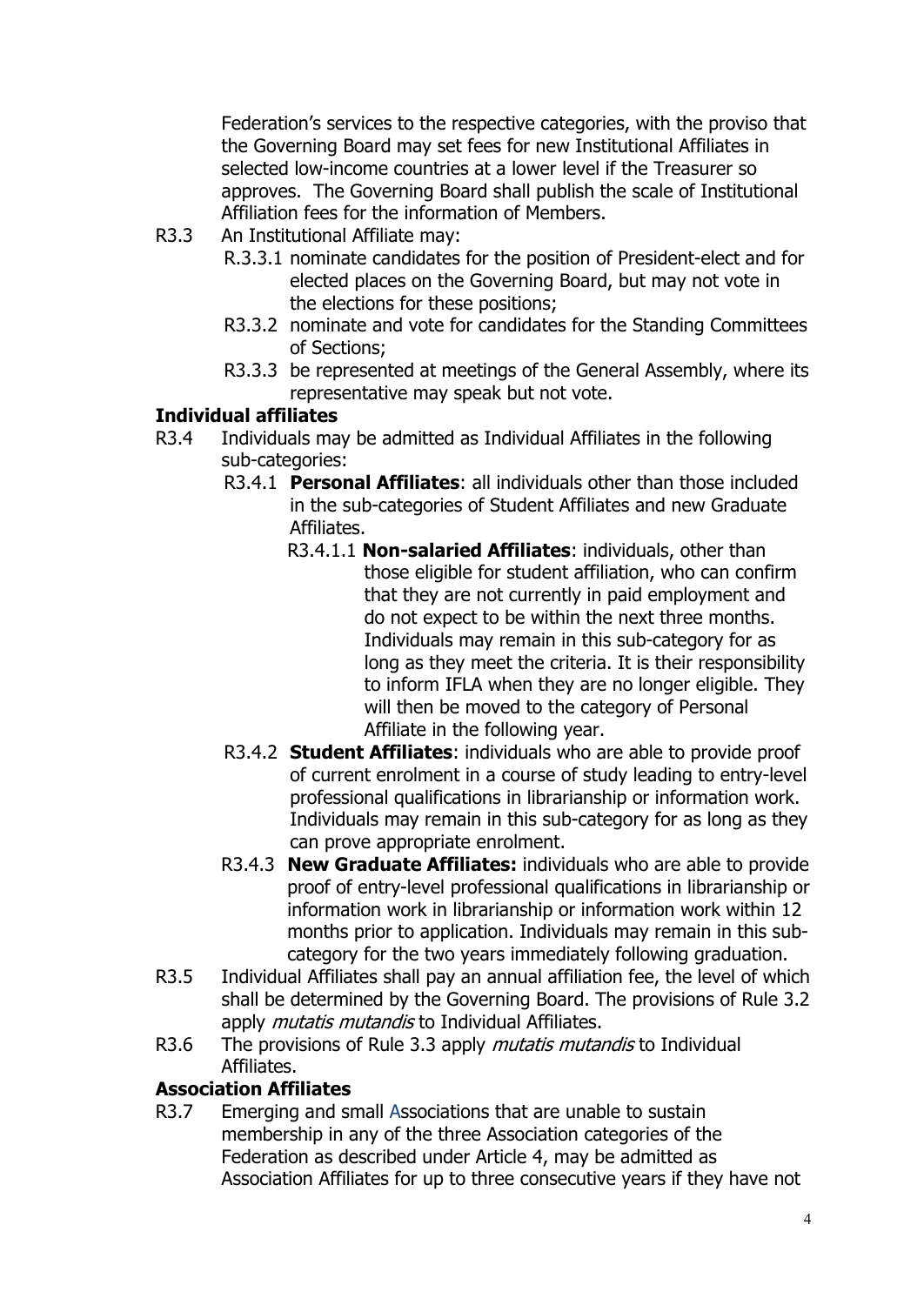Federation's services to the respective categories, with the proviso that the Governing Board may set fees for new Institutional Affiliates in selected low-income countries at a lower level if the Treasurer so approves. The Governing Board shall publish the scale of Institutional Affiliation fees for the information of Members.

R3.3 An Institutional Affiliate may:

- R.3.3.1 nominate candidates for the position of President-elect and for elected places on the Governing Board, but may not vote in the elections for these positions;
- R3.3.2 nominate and vote for candidates for the Standing Committees of Sections;
- R3.3.3 be represented at meetings of the General Assembly, where its representative may speak but not vote.

**Individual affiliates**

R3.4 Individuals may be admitted as Individual Affiliates in the following sub-categories:

- R3.4.1 **Personal Affiliates**: all individuals other than those included in the sub-categories of Student Affiliates and new Graduate Affiliates.
  - R3.4.1.1 **Non-salaried Affiliates**: individuals, other than those eligible for student affiliation, who can confirm that they are not currently in paid employment and do not expect to be within the next three months. Individuals may remain in this sub-category for as long as they meet the criteria. It is their responsibility to inform IFLA when they are no longer eligible. They will then be moved to the category of Personal Affiliate in the following year.
- R3.4.2 **Student Affiliates**: individuals who are able to provide proof of current enrolment in a course of study leading to entry-level professional qualifications in librarianship or information work. Individuals may remain in this sub-category for as long as they can prove appropriate enrolment.
- R3.4.3 **New Graduate Affiliates:** individuals who are able to provide proof of entry-level professional qualifications in librarianship or information work in librarianship or information work within 12 months prior to application. Individuals may remain in this sub-category for the two years immediately following graduation.

R3.5 Individual Affiliates shall pay an annual affiliation fee, the level of which shall be determined by the Governing Board. The provisions of Rule 3.2 apply *mutatis mutandis* to Individual Affiliates.

R3.6 The provisions of Rule 3.3 apply *mutatis mutandis* to Individual Affiliates.

**Association Affiliates**

R3.7 Emerging and small Associations that are unable to sustain membership in any of the three Association categories of the Federation as described under Article 4, may be admitted as Association Affiliates for up to three consecutive years if they have not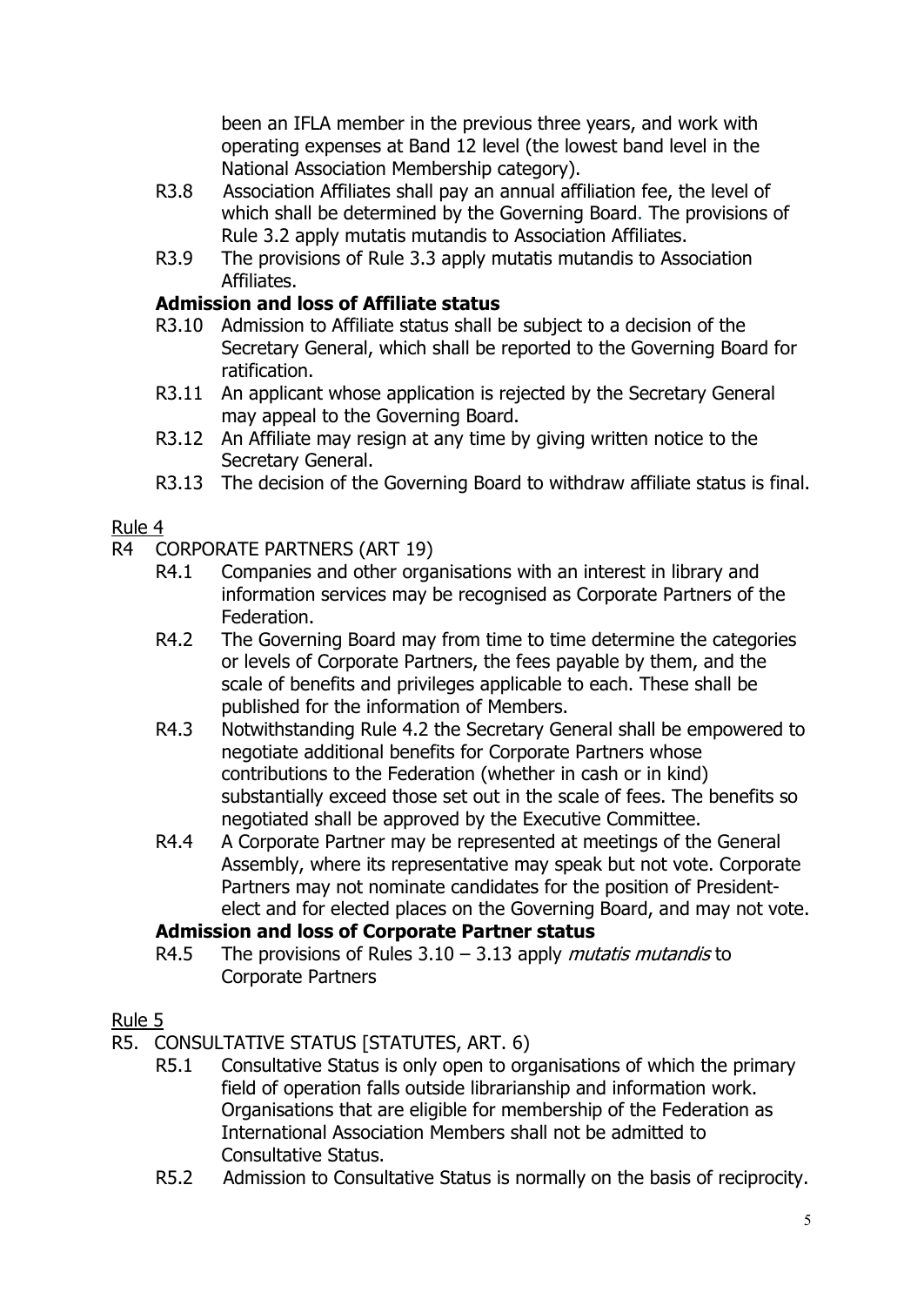been an IFLA member in the previous three years, and work with operating expenses at Band 12 level (the lowest band level in the National Association Membership category).

R3.8 Association Affiliates shall pay an annual affiliation fee, the level of which shall be determined by the Governing Board. The provisions of Rule 3.2 apply mutatis mutandis to Association Affiliates.

R3.9 The provisions of Rule 3.3 apply mutatis mutandis to Association Affiliates.

**Admission and loss of Affiliate status**

R3.10 Admission to Affiliate status shall be subject to a decision of the Secretary General, which shall be reported to the Governing Board for ratification.

R3.11 An applicant whose application is rejected by the Secretary General may appeal to the Governing Board.

R3.12 An Affiliate may resign at any time by giving written notice to the Secretary General.

R3.13 The decision of the Governing Board to withdraw affiliate status is final.

Rule 4

R4 CORPORATE PARTNERS (ART 19)

R4.1 Companies and other organisations with an interest in library and information services may be recognised as Corporate Partners of the Federation.

R4.2 The Governing Board may from time to time determine the categories or levels of Corporate Partners, the fees payable by them, and the scale of benefits and privileges applicable to each. These shall be published for the information of Members.

R4.3 Notwithstanding Rule 4.2 the Secretary General shall be empowered to negotiate additional benefits for Corporate Partners whose contributions to the Federation (whether in cash or in kind) substantially exceed those set out in the scale of fees. The benefits so negotiated shall be approved by the Executive Committee.

R4.4 A Corporate Partner may be represented at meetings of the General Assembly, where its representative may speak but not vote. Corporate Partners may not nominate candidates for the position of President-elect and for elected places on the Governing Board, and may not vote.

**Admission and loss of Corporate Partner status**

R4.5 The provisions of Rules 3.10 – 3.13 apply *mutatis mutandis* to Corporate Partners

Rule 5

R5. CONSULTATIVE STATUS [STATUTES, ART. 6)

R5.1 Consultative Status is only open to organisations of which the primary field of operation falls outside librarianship and information work. Organisations that are eligible for membership of the Federation as International Association Members shall not be admitted to Consultative Status.

R5.2 Admission to Consultative Status is normally on the basis of reciprocity.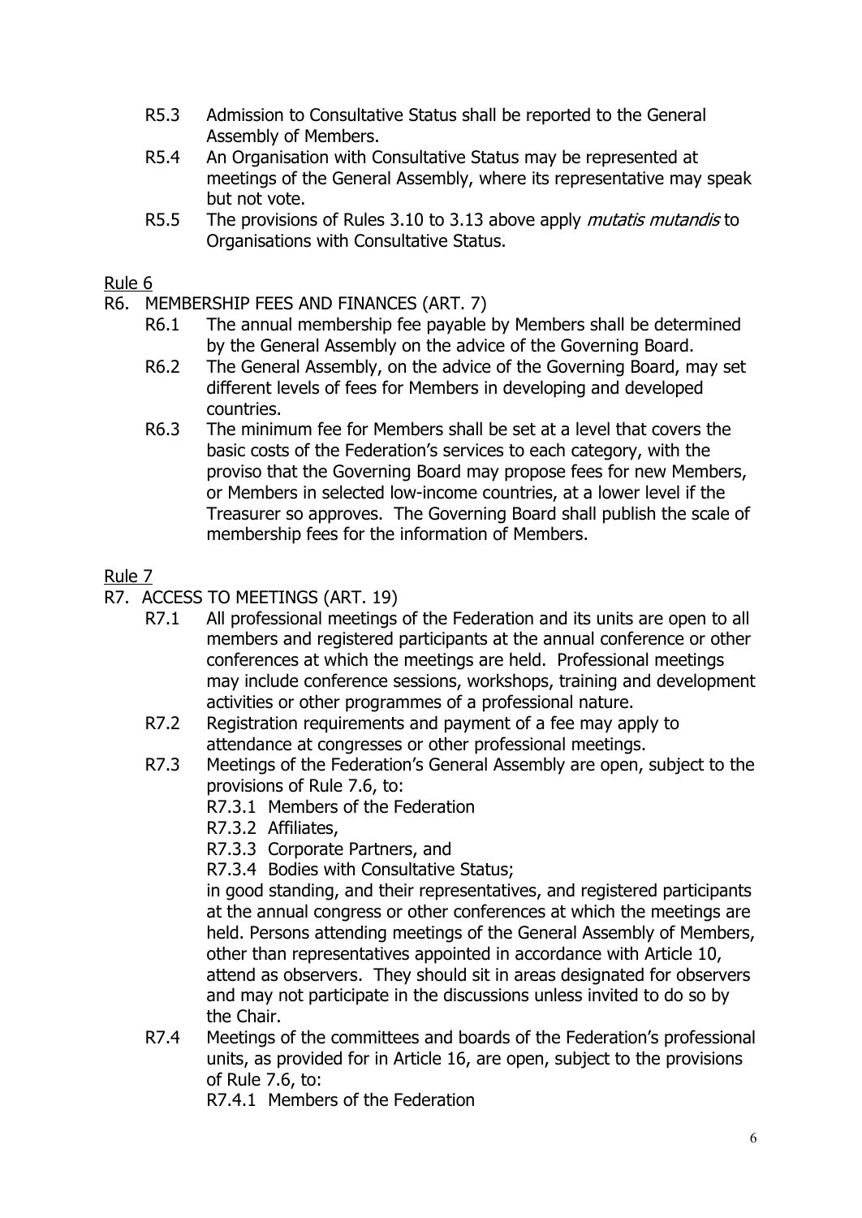R5.3 Admission to Consultative Status shall be reported to the General Assembly of Members.

R5.4 An Organisation with Consultative Status may be represented at meetings of the General Assembly, where its representative may speak but not vote.

R5.5 The provisions of Rules 3.10 to 3.13 above apply *mutatis mutandis* to Organisations with Consultative Status.

Rule 6

R6. MEMBERSHIP FEES AND FINANCES (ART. 7)

R6.1 The annual membership fee payable by Members shall be determined by the General Assembly on the advice of the Governing Board.

R6.2 The General Assembly, on the advice of the Governing Board, may set different levels of fees for Members in developing and developed countries.

R6.3 The minimum fee for Members shall be set at a level that covers the basic costs of the Federation's services to each category, with the proviso that the Governing Board may propose fees for new Members, or Members in selected low-income countries, at a lower level if the Treasurer so approves. The Governing Board shall publish the scale of membership fees for the information of Members.

Rule 7

R7. ACCESS TO MEETINGS (ART. 19)

R7.1 All professional meetings of the Federation and its units are open to all members and registered participants at the annual conference or other conferences at which the meetings are held. Professional meetings may include conference sessions, workshops, training and development activities or other programmes of a professional nature.

R7.2 Registration requirements and payment of a fee may apply to attendance at congresses or other professional meetings.

R7.3 Meetings of the Federation's General Assembly are open, subject to the provisions of Rule 7.6, to:

R7.3.1 Members of the Federation

R7.3.2 Affiliates,

R7.3.3 Corporate Partners, and

R7.3.4 Bodies with Consultative Status;

in good standing, and their representatives, and registered participants at the annual congress or other conferences at which the meetings are held. Persons attending meetings of the General Assembly of Members, other than representatives appointed in accordance with Article 10, attend as observers. They should sit in areas designated for observers and may not participate in the discussions unless invited to do so by the Chair.

R7.4 Meetings of the committees and boards of the Federation's professional units, as provided for in Article 16, are open, subject to the provisions of Rule 7.6, to:

R7.4.1 Members of the Federation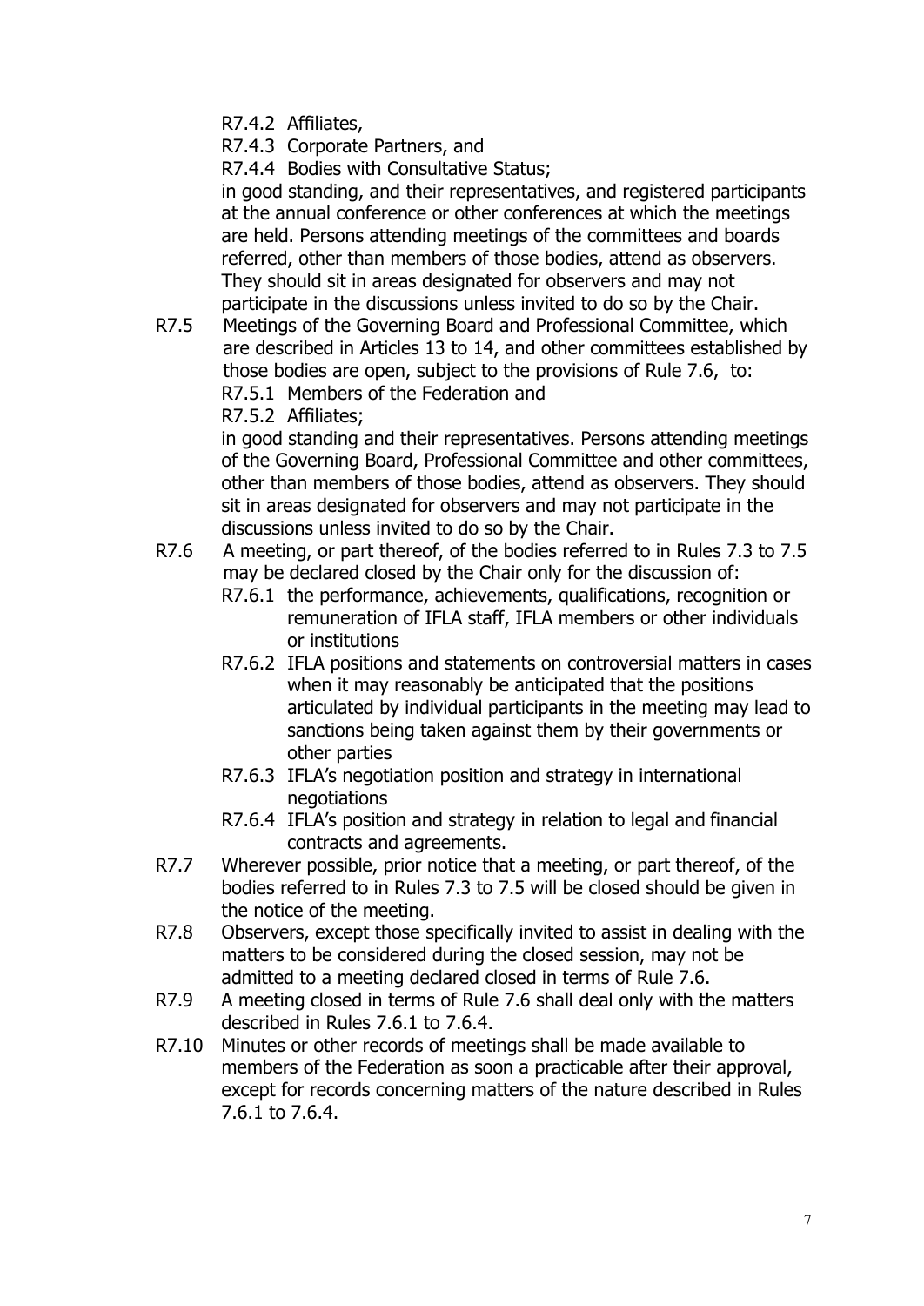R7.4.2 Affiliates,

R7.4.3 Corporate Partners, and

R7.4.4 Bodies with Consultative Status;

in good standing, and their representatives, and registered participants at the annual conference or other conferences at which the meetings are held. Persons attending meetings of the committees and boards referred, other than members of those bodies, attend as observers. They should sit in areas designated for observers and may not participate in the discussions unless invited to do so by the Chair.

R7.5 Meetings of the Governing Board and Professional Committee, which are described in Articles 13 to 14, and other committees established by those bodies are open, subject to the provisions of Rule 7.6, to:

R7.5.1 Members of the Federation and

R7.5.2 Affiliates;

in good standing and their representatives. Persons attending meetings of the Governing Board, Professional Committee and other committees, other than members of those bodies, attend as observers. They should sit in areas designated for observers and may not participate in the discussions unless invited to do so by the Chair.

R7.6 A meeting, or part thereof, of the bodies referred to in Rules 7.3 to 7.5 may be declared closed by the Chair only for the discussion of:

R7.6.1 the performance, achievements, qualifications, recognition or remuneration of IFLA staff, IFLA members or other individuals or institutions

R7.6.2 IFLA positions and statements on controversial matters in cases when it may reasonably be anticipated that the positions articulated by individual participants in the meeting may lead to sanctions being taken against them by their governments or other parties

R7.6.3 IFLA's negotiation position and strategy in international negotiations

R7.6.4 IFLA's position and strategy in relation to legal and financial contracts and agreements.

R7.7 Wherever possible, prior notice that a meeting, or part thereof, of the bodies referred to in Rules 7.3 to 7.5 will be closed should be given in the notice of the meeting.

R7.8 Observers, except those specifically invited to assist in dealing with the matters to be considered during the closed session, may not be admitted to a meeting declared closed in terms of Rule 7.6.

R7.9 A meeting closed in terms of Rule 7.6 shall deal only with the matters described in Rules 7.6.1 to 7.6.4.

R7.10 Minutes or other records of meetings shall be made available to members of the Federation as soon a practicable after their approval, except for records concerning matters of the nature described in Rules 7.6.1 to 7.6.4.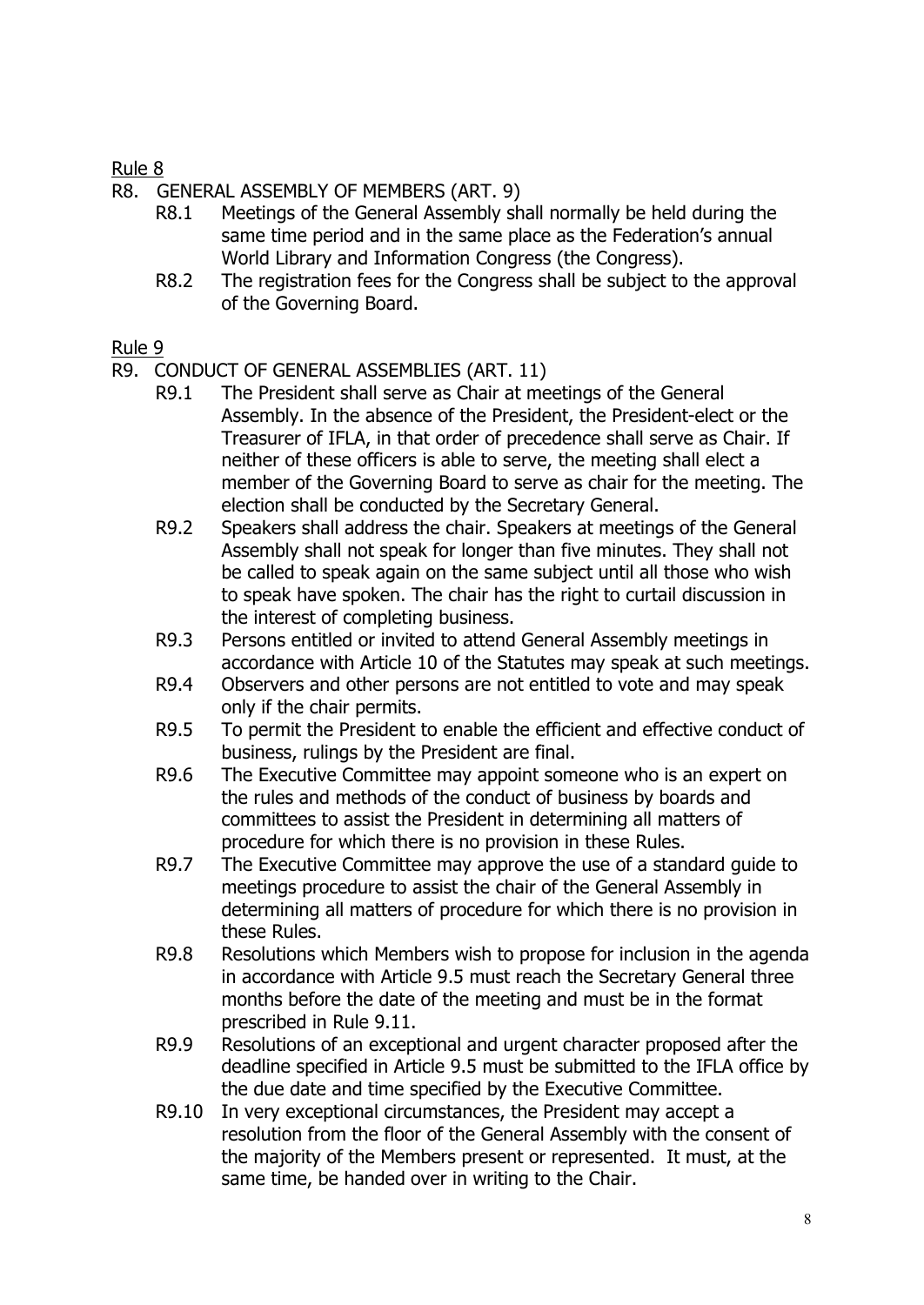Rule 8

R8. GENERAL ASSEMBLY OF MEMBERS (ART. 9)

- R8.1 Meetings of the General Assembly shall normally be held during the same time period and in the same place as the Federation's annual World Library and Information Congress (the Congress).
- R8.2 The registration fees for the Congress shall be subject to the approval of the Governing Board.

Rule 9

R9. CONDUCT OF GENERAL ASSEMBLIES (ART. 11)

- R9.1 The President shall serve as Chair at meetings of the General Assembly. In the absence of the President, the President-elect or the Treasurer of IFLA, in that order of precedence shall serve as Chair. If neither of these officers is able to serve, the meeting shall elect a member of the Governing Board to serve as chair for the meeting. The election shall be conducted by the Secretary General.
- R9.2 Speakers shall address the chair. Speakers at meetings of the General Assembly shall not speak for longer than five minutes. They shall not be called to speak again on the same subject until all those who wish to speak have spoken. The chair has the right to curtail discussion in the interest of completing business.
- R9.3 Persons entitled or invited to attend General Assembly meetings in accordance with Article 10 of the Statutes may speak at such meetings.
- R9.4 Observers and other persons are not entitled to vote and may speak only if the chair permits.
- R9.5 To permit the President to enable the efficient and effective conduct of business, rulings by the President are final.
- R9.6 The Executive Committee may appoint someone who is an expert on the rules and methods of the conduct of business by boards and committees to assist the President in determining all matters of procedure for which there is no provision in these Rules.
- R9.7 The Executive Committee may approve the use of a standard guide to meetings procedure to assist the chair of the General Assembly in determining all matters of procedure for which there is no provision in these Rules.
- R9.8 Resolutions which Members wish to propose for inclusion in the agenda in accordance with Article 9.5 must reach the Secretary General three months before the date of the meeting and must be in the format prescribed in Rule 9.11.
- R9.9 Resolutions of an exceptional and urgent character proposed after the deadline specified in Article 9.5 must be submitted to the IFLA office by the due date and time specified by the Executive Committee.
- R9.10 In very exceptional circumstances, the President may accept a resolution from the floor of the General Assembly with the consent of the majority of the Members present or represented. It must, at the same time, be handed over in writing to the Chair.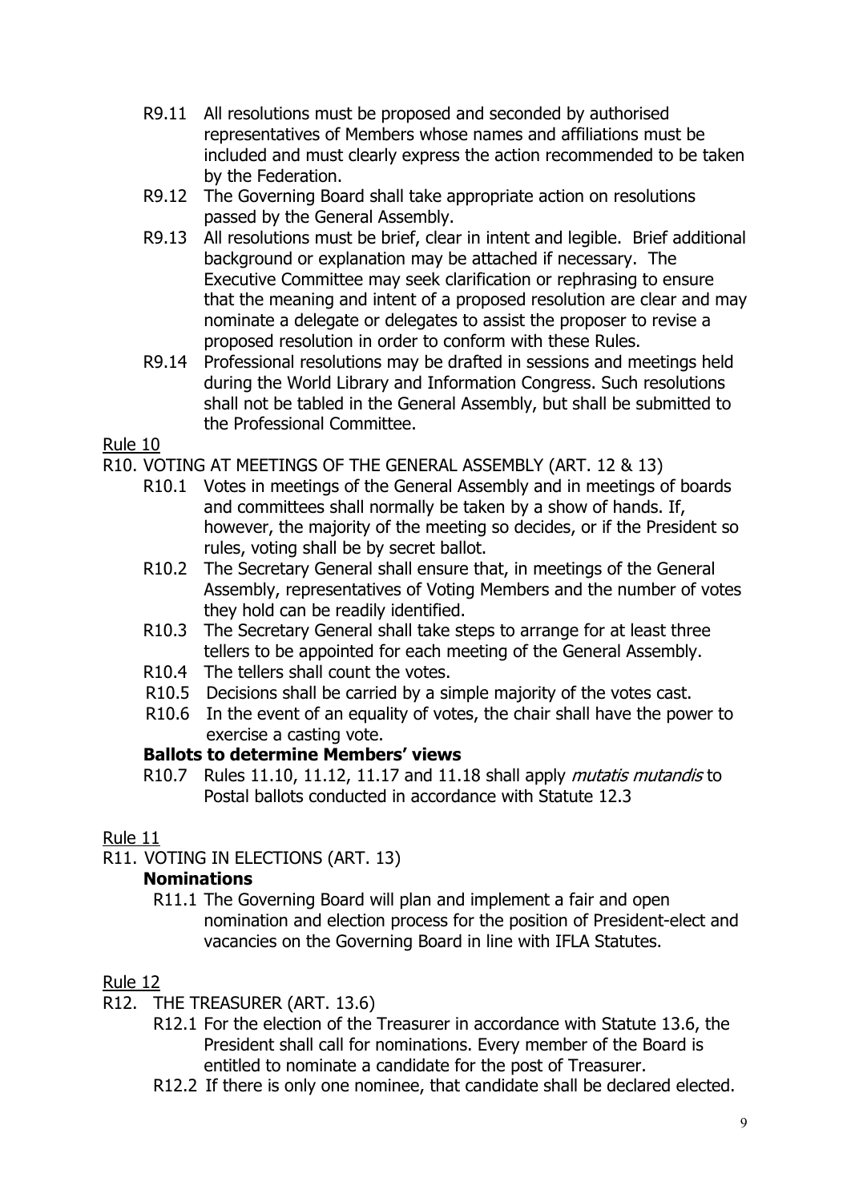R9.11 All resolutions must be proposed and seconded by authorised representatives of Members whose names and affiliations must be included and must clearly express the action recommended to be taken by the Federation.

R9.12 The Governing Board shall take appropriate action on resolutions passed by the General Assembly.

R9.13 All resolutions must be brief, clear in intent and legible. Brief additional background or explanation may be attached if necessary. The Executive Committee may seek clarification or rephrasing to ensure that the meaning and intent of a proposed resolution are clear and may nominate a delegate or delegates to assist the proposer to revise a proposed resolution in order to conform with these Rules.

R9.14 Professional resolutions may be drafted in sessions and meetings held during the World Library and Information Congress. Such resolutions shall not be tabled in the General Assembly, but shall be submitted to the Professional Committee.

Rule 10

R10. VOTING AT MEETINGS OF THE GENERAL ASSEMBLY (ART. 12 & 13)

R10.1 Votes in meetings of the General Assembly and in meetings of boards and committees shall normally be taken by a show of hands. If, however, the majority of the meeting so decides, or if the President so rules, voting shall be by secret ballot.

R10.2 The Secretary General shall ensure that, in meetings of the General Assembly, representatives of Voting Members and the number of votes they hold can be readily identified.

R10.3 The Secretary General shall take steps to arrange for at least three tellers to be appointed for each meeting of the General Assembly.

R10.4 The tellers shall count the votes.

R10.5 Decisions shall be carried by a simple majority of the votes cast.

R10.6 In the event of an equality of votes, the chair shall have the power to exercise a casting vote.

**Ballots to determine Members' views**

R10.7 Rules 11.10, 11.12, 11.17 and 11.18 shall apply *mutatis mutandis* to Postal ballots conducted in accordance with Statute 12.3

Rule 11

R11. VOTING IN ELECTIONS (ART. 13)

**Nominations**

R11.1 The Governing Board will plan and implement a fair and open nomination and election process for the position of President-elect and vacancies on the Governing Board in line with IFLA Statutes.

Rule 12

R12. THE TREASURER (ART. 13.6)

R12.1 For the election of the Treasurer in accordance with Statute 13.6, the President shall call for nominations. Every member of the Board is entitled to nominate a candidate for the post of Treasurer.

R12.2 If there is only one nominee, that candidate shall be declared elected.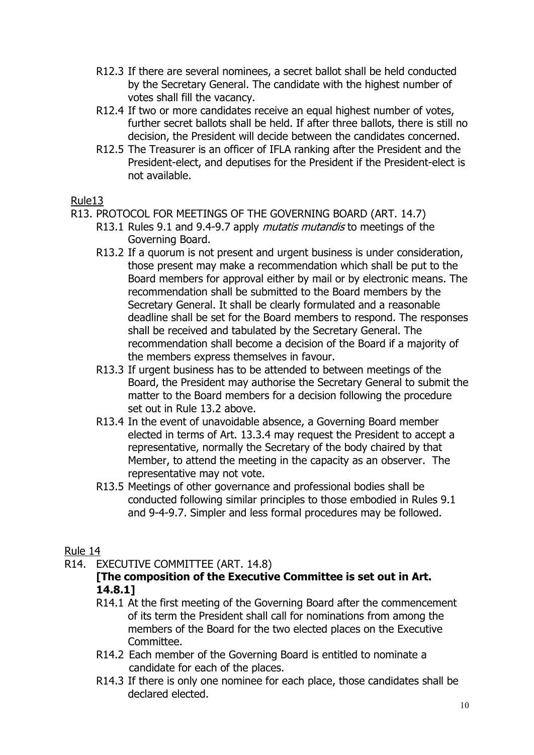R12.3 If there are several nominees, a secret ballot shall be held conducted by the Secretary General. The candidate with the highest number of votes shall fill the vacancy.

R12.4 If two or more candidates receive an equal highest number of votes, further secret ballots shall be held. If after three ballots, there is still no decision, the President will decide between the candidates concerned.

R12.5 The Treasurer is an officer of IFLA ranking after the President and the President-elect, and deputises for the President if the President-elect is not available.

Rule13

R13. PROTOCOL FOR MEETINGS OF THE GOVERNING BOARD (ART. 14.7)

R13.1 Rules 9.1 and 9.4-9.7 apply *mutatis mutandis* to meetings of the Governing Board.

R13.2 If a quorum is not present and urgent business is under consideration, those present may make a recommendation which shall be put to the Board members for approval either by mail or by electronic means. The recommendation shall be submitted to the Board members by the Secretary General. It shall be clearly formulated and a reasonable deadline shall be set for the Board members to respond. The responses shall be received and tabulated by the Secretary General. The recommendation shall become a decision of the Board if a majority of the members express themselves in favour.

R13.3 If urgent business has to be attended to between meetings of the Board, the President may authorise the Secretary General to submit the matter to the Board members for a decision following the procedure set out in Rule 13.2 above.

R13.4 In the event of unavoidable absence, a Governing Board member elected in terms of Art. 13.3.4 may request the President to accept a representative, normally the Secretary of the body chaired by that Member, to attend the meeting in the capacity as an observer. The representative may not vote.

R13.5 Meetings of other governance and professional bodies shall be conducted following similar principles to those embodied in Rules 9.1 and 9-4-9.7. Simpler and less formal procedures may be followed.

Rule 14

R14. EXECUTIVE COMMITTEE (ART. 14.8)

**[The composition of the Executive Committee is set out in Art. 14.8.1]**

R14.1 At the first meeting of the Governing Board after the commencement of its term the President shall call for nominations from among the members of the Board for the two elected places on the Executive Committee.

R14.2 Each member of the Governing Board is entitled to nominate a candidate for each of the places.

R14.3 If there is only one nominee for each place, those candidates shall be declared elected.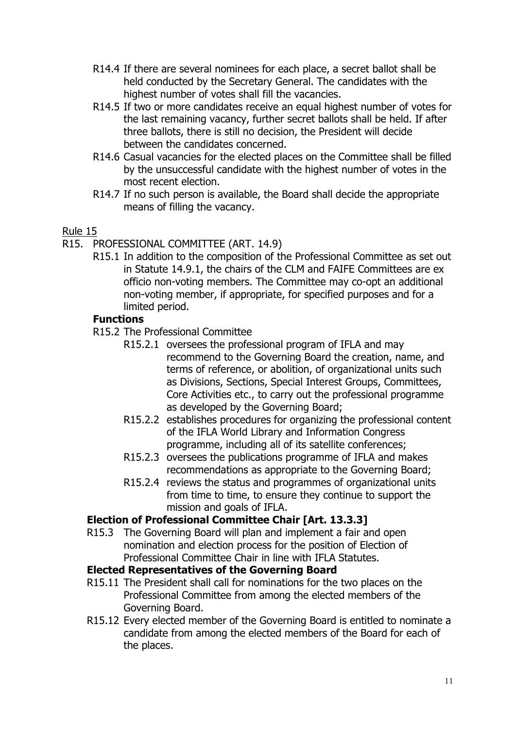R14.4 If there are several nominees for each place, a secret ballot shall be held conducted by the Secretary General. The candidates with the highest number of votes shall fill the vacancies.

R14.5 If two or more candidates receive an equal highest number of votes for the last remaining vacancy, further secret ballots shall be held. If after three ballots, there is still no decision, the President will decide between the candidates concerned.

R14.6 Casual vacancies for the elected places on the Committee shall be filled by the unsuccessful candidate with the highest number of votes in the most recent election.

R14.7 If no such person is available, the Board shall decide the appropriate means of filling the vacancy.

Rule 15

R15. PROFESSIONAL COMMITTEE (ART. 14.9)

R15.1 In addition to the composition of the Professional Committee as set out in Statute 14.9.1, the chairs of the CLM and FAIFE Committees are ex officio non-voting members. The Committee may co-opt an additional non-voting member, if appropriate, for specified purposes and for a limited period.

**Functions**

R15.2 The Professional Committee

- R15.2.1 oversees the professional program of IFLA and may recommend to the Governing Board the creation, name, and terms of reference, or abolition, of organizational units such as Divisions, Sections, Special Interest Groups, Committees, Core Activities etc., to carry out the professional programme as developed by the Governing Board;
- R15.2.2 establishes procedures for organizing the professional content of the IFLA World Library and Information Congress programme, including all of its satellite conferences;
- R15.2.3 oversees the publications programme of IFLA and makes recommendations as appropriate to the Governing Board;
- R15.2.4 reviews the status and programmes of organizational units from time to time, to ensure they continue to support the mission and goals of IFLA.

**Election of Professional Committee Chair [Art. 13.3.3]**

R15.3 The Governing Board will plan and implement a fair and open nomination and election process for the position of Election of Professional Committee Chair in line with IFLA Statutes.

**Elected Representatives of the Governing Board**

R15.11 The President shall call for nominations for the two places on the Professional Committee from among the elected members of the Governing Board.

R15.12 Every elected member of the Governing Board is entitled to nominate a candidate from among the elected members of the Board for each of the places.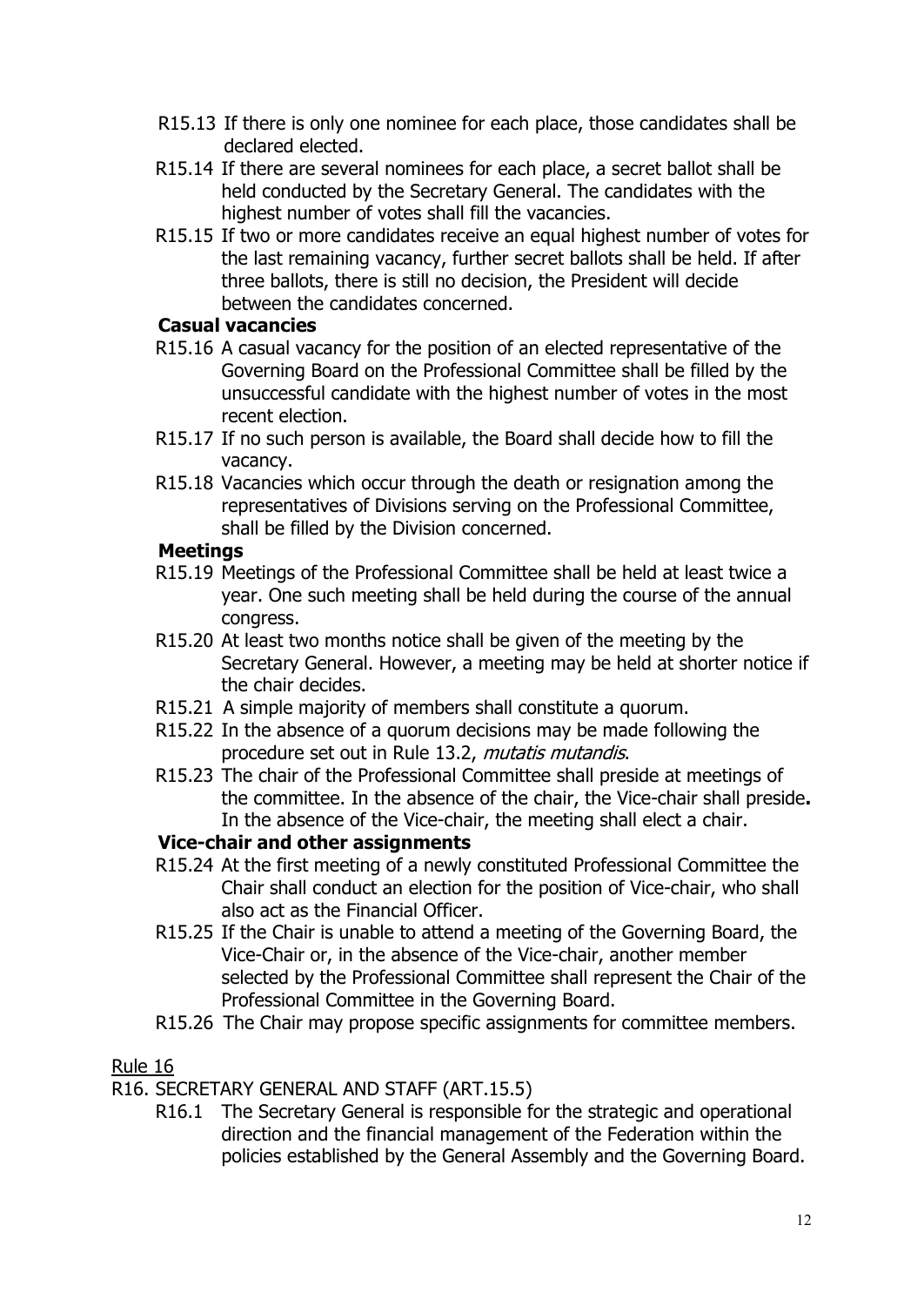R15.13 If there is only one nominee for each place, those candidates shall be declared elected.

R15.14 If there are several nominees for each place, a secret ballot shall be held conducted by the Secretary General. The candidates with the highest number of votes shall fill the vacancies.

R15.15 If two or more candidates receive an equal highest number of votes for the last remaining vacancy, further secret ballots shall be held. If after three ballots, there is still no decision, the President will decide between the candidates concerned.

**Casual vacancies**

R15.16 A casual vacancy for the position of an elected representative of the Governing Board on the Professional Committee shall be filled by the unsuccessful candidate with the highest number of votes in the most recent election.

R15.17 If no such person is available, the Board shall decide how to fill the vacancy.

R15.18 Vacancies which occur through the death or resignation among the representatives of Divisions serving on the Professional Committee, shall be filled by the Division concerned.

**Meetings**

R15.19 Meetings of the Professional Committee shall be held at least twice a year. One such meeting shall be held during the course of the annual congress.

R15.20 At least two months notice shall be given of the meeting by the Secretary General. However, a meeting may be held at shorter notice if the chair decides.

R15.21 A simple majority of members shall constitute a quorum.

R15.22 In the absence of a quorum decisions may be made following the procedure set out in Rule 13.2, *mutatis mutandis*.

R15.23 The chair of the Professional Committee shall preside at meetings of the committee. In the absence of the chair, the Vice-chair shall preside**.** In the absence of the Vice-chair, the meeting shall elect a chair.

**Vice-chair and other assignments**

R15.24 At the first meeting of a newly constituted Professional Committee the Chair shall conduct an election for the position of Vice-chair, who shall also act as the Financial Officer.

R15.25 If the Chair is unable to attend a meeting of the Governing Board, the Vice-Chair or, in the absence of the Vice-chair, another member selected by the Professional Committee shall represent the Chair of the Professional Committee in the Governing Board.

R15.26 The Chair may propose specific assignments for committee members.

Rule 16

R16. SECRETARY GENERAL AND STAFF (ART.15.5)

R16.1 The Secretary General is responsible for the strategic and operational direction and the financial management of the Federation within the policies established by the General Assembly and the Governing Board.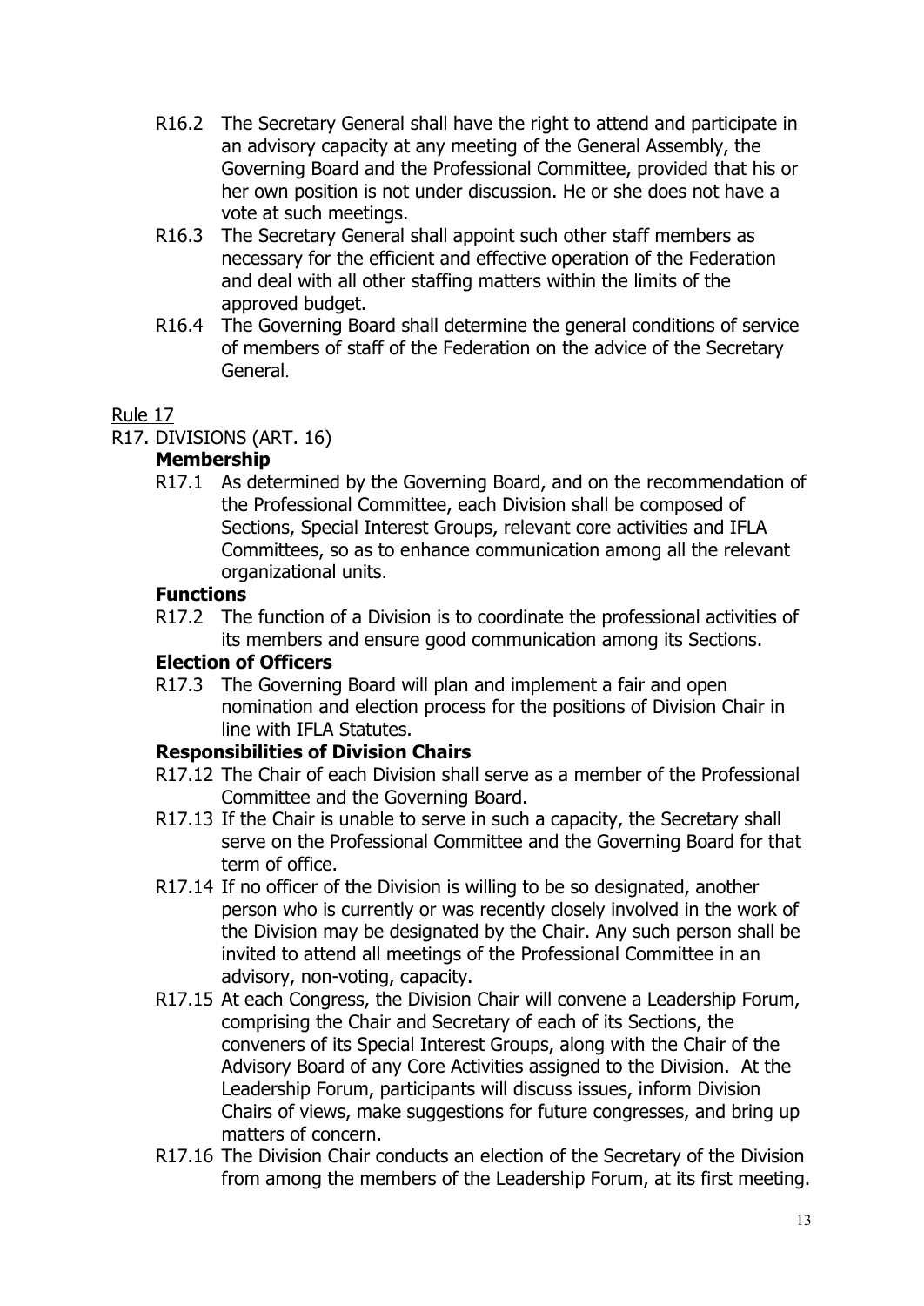R16.2 The Secretary General shall have the right to attend and participate in an advisory capacity at any meeting of the General Assembly, the Governing Board and the Professional Committee, provided that his or her own position is not under discussion. He or she does not have a vote at such meetings.

R16.3 The Secretary General shall appoint such other staff members as necessary for the efficient and effective operation of the Federation and deal with all other staffing matters within the limits of the approved budget.

R16.4 The Governing Board shall determine the general conditions of service of members of staff of the Federation on the advice of the Secretary General.

## Rule 17

R17. DIVISIONS (ART. 16)

**Membership**

R17.1 As determined by the Governing Board, and on the recommendation of the Professional Committee, each Division shall be composed of Sections, Special Interest Groups, relevant core activities and IFLA Committees, so as to enhance communication among all the relevant organizational units.

**Functions**

R17.2 The function of a Division is to coordinate the professional activities of its members and ensure good communication among its Sections.

**Election of Officers**

R17.3 The Governing Board will plan and implement a fair and open nomination and election process for the positions of Division Chair in line with IFLA Statutes.

**Responsibilities of Division Chairs**

R17.12 The Chair of each Division shall serve as a member of the Professional Committee and the Governing Board.

R17.13 If the Chair is unable to serve in such a capacity, the Secretary shall serve on the Professional Committee and the Governing Board for that term of office.

R17.14 If no officer of the Division is willing to be so designated, another person who is currently or was recently closely involved in the work of the Division may be designated by the Chair. Any such person shall be invited to attend all meetings of the Professional Committee in an advisory, non-voting, capacity.

R17.15 At each Congress, the Division Chair will convene a Leadership Forum, comprising the Chair and Secretary of each of its Sections, the conveners of its Special Interest Groups, along with the Chair of the Advisory Board of any Core Activities assigned to the Division. At the Leadership Forum, participants will discuss issues, inform Division Chairs of views, make suggestions for future congresses, and bring up matters of concern.

R17.16 The Division Chair conducts an election of the Secretary of the Division from among the members of the Leadership Forum, at its first meeting.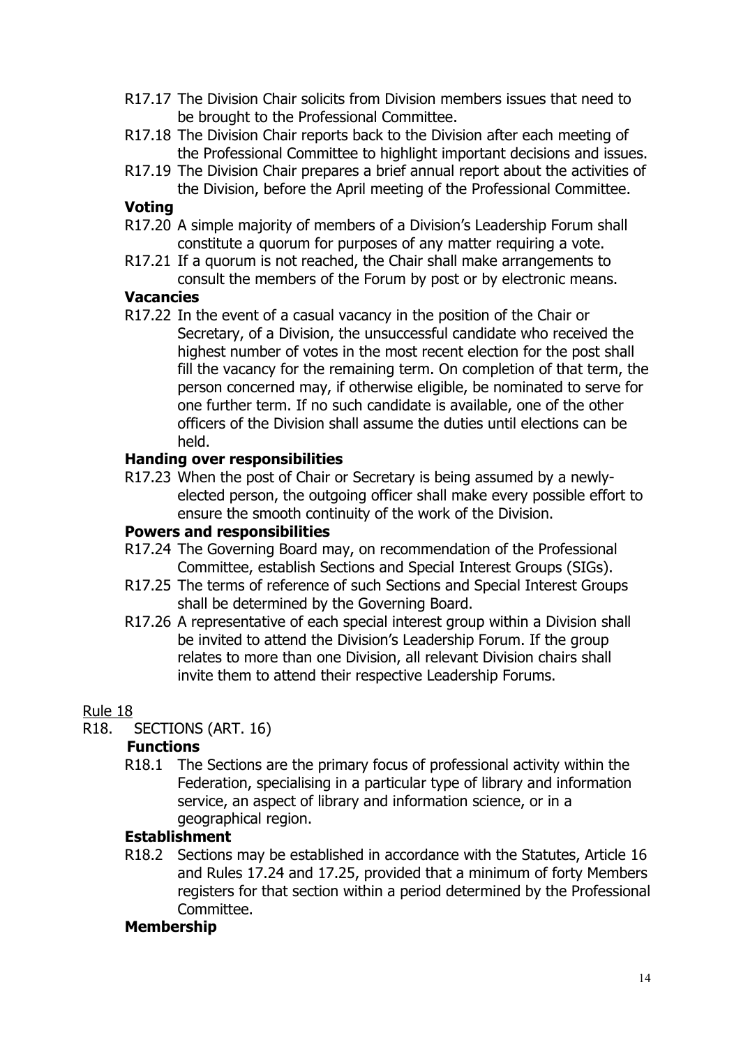R17.17 The Division Chair solicits from Division members issues that need to be brought to the Professional Committee.

R17.18 The Division Chair reports back to the Division after each meeting of the Professional Committee to highlight important decisions and issues.

R17.19 The Division Chair prepares a brief annual report about the activities of the Division, before the April meeting of the Professional Committee.

**Voting**

R17.20 A simple majority of members of a Division's Leadership Forum shall constitute a quorum for purposes of any matter requiring a vote.

R17.21 If a quorum is not reached, the Chair shall make arrangements to consult the members of the Forum by post or by electronic means.

**Vacancies**

R17.22 In the event of a casual vacancy in the position of the Chair or Secretary, of a Division, the unsuccessful candidate who received the highest number of votes in the most recent election for the post shall fill the vacancy for the remaining term. On completion of that term, the person concerned may, if otherwise eligible, be nominated to serve for one further term. If no such candidate is available, one of the other officers of the Division shall assume the duties until elections can be held.

**Handing over responsibilities**

R17.23 When the post of Chair or Secretary is being assumed by a newly-elected person, the outgoing officer shall make every possible effort to ensure the smooth continuity of the work of the Division.

**Powers and responsibilities**

R17.24 The Governing Board may, on recommendation of the Professional Committee, establish Sections and Special Interest Groups (SIGs).

R17.25 The terms of reference of such Sections and Special Interest Groups shall be determined by the Governing Board.

R17.26 A representative of each special interest group within a Division shall be invited to attend the Division's Leadership Forum. If the group relates to more than one Division, all relevant Division chairs shall invite them to attend their respective Leadership Forums.

## Rule 18

R18. SECTIONS (ART. 16)

**Functions**

R18.1 The Sections are the primary focus of professional activity within the Federation, specialising in a particular type of library and information service, an aspect of library and information science, or in a geographical region.

**Establishment**

R18.2 Sections may be established in accordance with the Statutes, Article 16 and Rules 17.24 and 17.25, provided that a minimum of forty Members registers for that section within a period determined by the Professional Committee.

**Membership**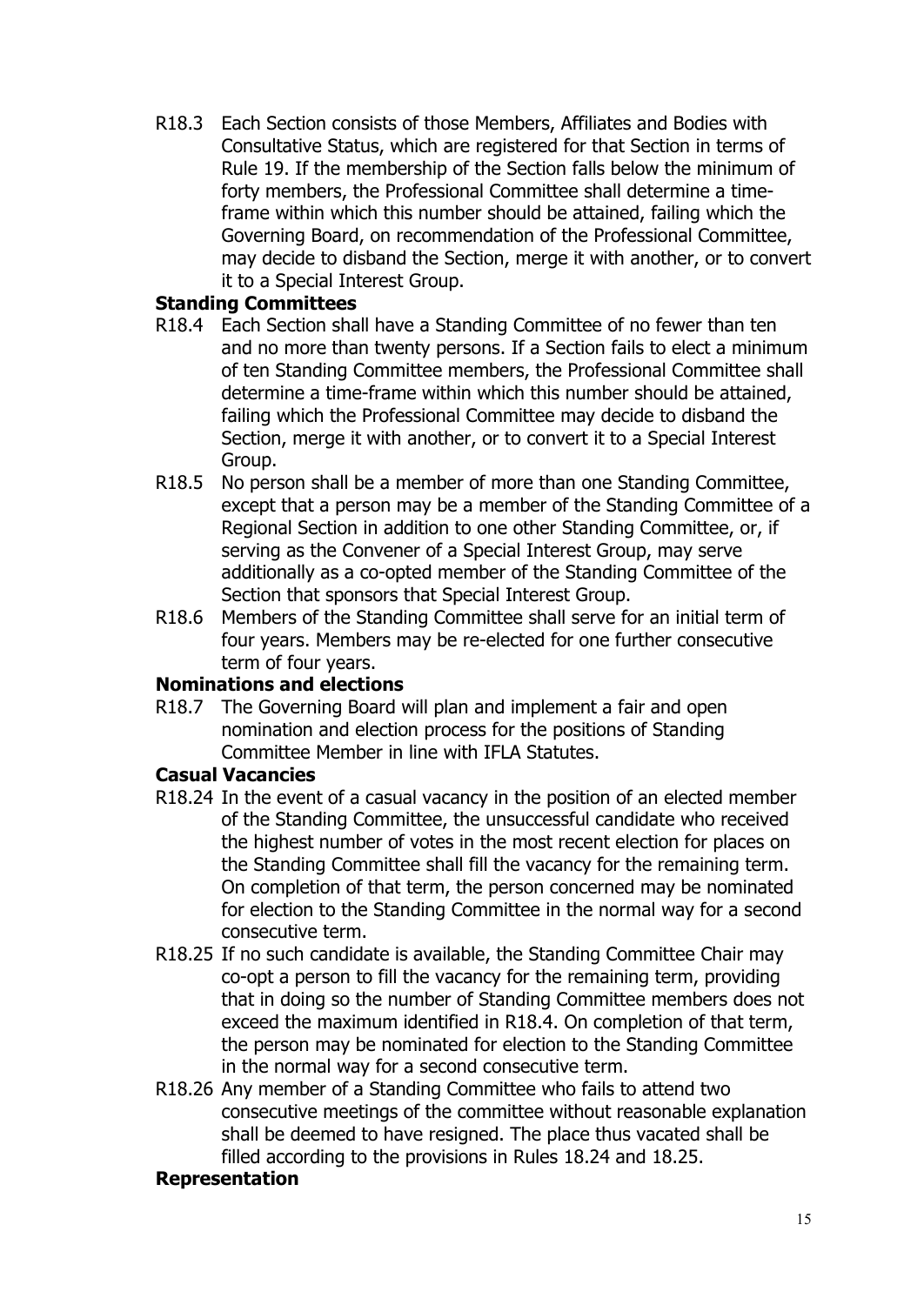R18.3 Each Section consists of those Members, Affiliates and Bodies with Consultative Status, which are registered for that Section in terms of Rule 19. If the membership of the Section falls below the minimum of forty members, the Professional Committee shall determine a time-frame within which this number should be attained, failing which the Governing Board, on recommendation of the Professional Committee, may decide to disband the Section, merge it with another, or to convert it to a Special Interest Group.

**Standing Committees**

R18.4 Each Section shall have a Standing Committee of no fewer than ten and no more than twenty persons. If a Section fails to elect a minimum of ten Standing Committee members, the Professional Committee shall determine a time-frame within which this number should be attained, failing which the Professional Committee may decide to disband the Section, merge it with another, or to convert it to a Special Interest Group.

R18.5 No person shall be a member of more than one Standing Committee, except that a person may be a member of the Standing Committee of a Regional Section in addition to one other Standing Committee, or, if serving as the Convener of a Special Interest Group, may serve additionally as a co-opted member of the Standing Committee of the Section that sponsors that Special Interest Group.

R18.6 Members of the Standing Committee shall serve for an initial term of four years. Members may be re-elected for one further consecutive term of four years.

**Nominations and elections**

R18.7 The Governing Board will plan and implement a fair and open nomination and election process for the positions of Standing Committee Member in line with IFLA Statutes.

**Casual Vacancies**

R18.24 In the event of a casual vacancy in the position of an elected member of the Standing Committee, the unsuccessful candidate who received the highest number of votes in the most recent election for places on the Standing Committee shall fill the vacancy for the remaining term. On completion of that term, the person concerned may be nominated for election to the Standing Committee in the normal way for a second consecutive term.

R18.25 If no such candidate is available, the Standing Committee Chair may co-opt a person to fill the vacancy for the remaining term, providing that in doing so the number of Standing Committee members does not exceed the maximum identified in R18.4. On completion of that term, the person may be nominated for election to the Standing Committee in the normal way for a second consecutive term.

R18.26 Any member of a Standing Committee who fails to attend two consecutive meetings of the committee without reasonable explanation shall be deemed to have resigned. The place thus vacated shall be filled according to the provisions in Rules 18.24 and 18.25.

**Representation**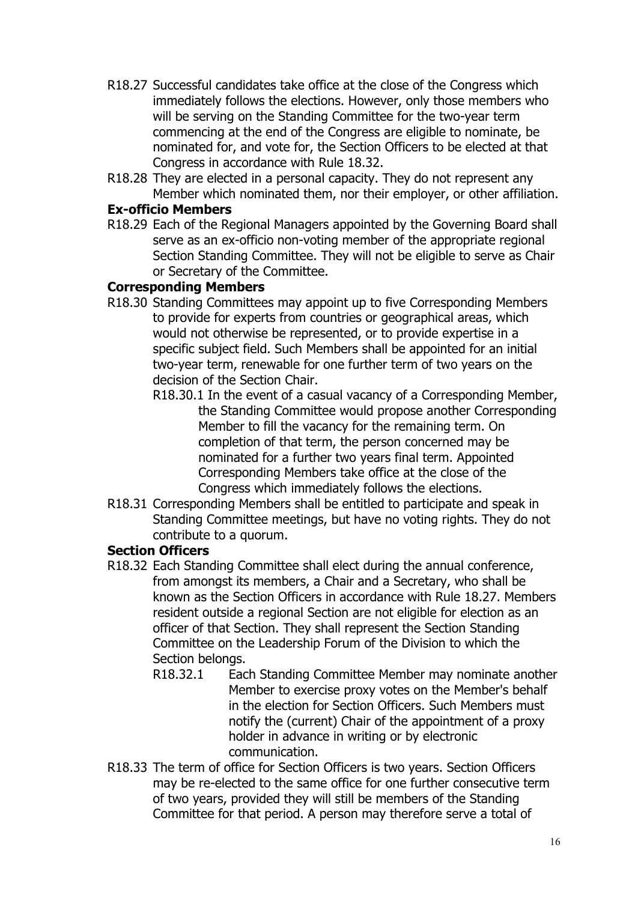R18.27 Successful candidates take office at the close of the Congress which immediately follows the elections. However, only those members who will be serving on the Standing Committee for the two-year term commencing at the end of the Congress are eligible to nominate, be nominated for, and vote for, the Section Officers to be elected at that Congress in accordance with Rule 18.32.

R18.28 They are elected in a personal capacity. They do not represent any Member which nominated them, nor their employer, or other affiliation.

**Ex-officio Members**

R18.29 Each of the Regional Managers appointed by the Governing Board shall serve as an ex-officio non-voting member of the appropriate regional Section Standing Committee. They will not be eligible to serve as Chair or Secretary of the Committee.

**Corresponding Members**

R18.30 Standing Committees may appoint up to five Corresponding Members to provide for experts from countries or geographical areas, which would not otherwise be represented, or to provide expertise in a specific subject field. Such Members shall be appointed for an initial two-year term, renewable for one further term of two years on the decision of the Section Chair.

R18.30.1 In the event of a casual vacancy of a Corresponding Member, the Standing Committee would propose another Corresponding Member to fill the vacancy for the remaining term. On completion of that term, the person concerned may be nominated for a further two years final term. Appointed Corresponding Members take office at the close of the Congress which immediately follows the elections.

R18.31 Corresponding Members shall be entitled to participate and speak in Standing Committee meetings, but have no voting rights. They do not contribute to a quorum.

**Section Officers**

R18.32 Each Standing Committee shall elect during the annual conference, from amongst its members, a Chair and a Secretary, who shall be known as the Section Officers in accordance with Rule 18.27. Members resident outside a regional Section are not eligible for election as an officer of that Section. They shall represent the Section Standing Committee on the Leadership Forum of the Division to which the Section belongs.

R18.32.1 Each Standing Committee Member may nominate another Member to exercise proxy votes on the Member's behalf in the election for Section Officers. Such Members must notify the (current) Chair of the appointment of a proxy holder in advance in writing or by electronic communication.

R18.33 The term of office for Section Officers is two years. Section Officers may be re-elected to the same office for one further consecutive term of two years, provided they will still be members of the Standing Committee for that period. A person may therefore serve a total of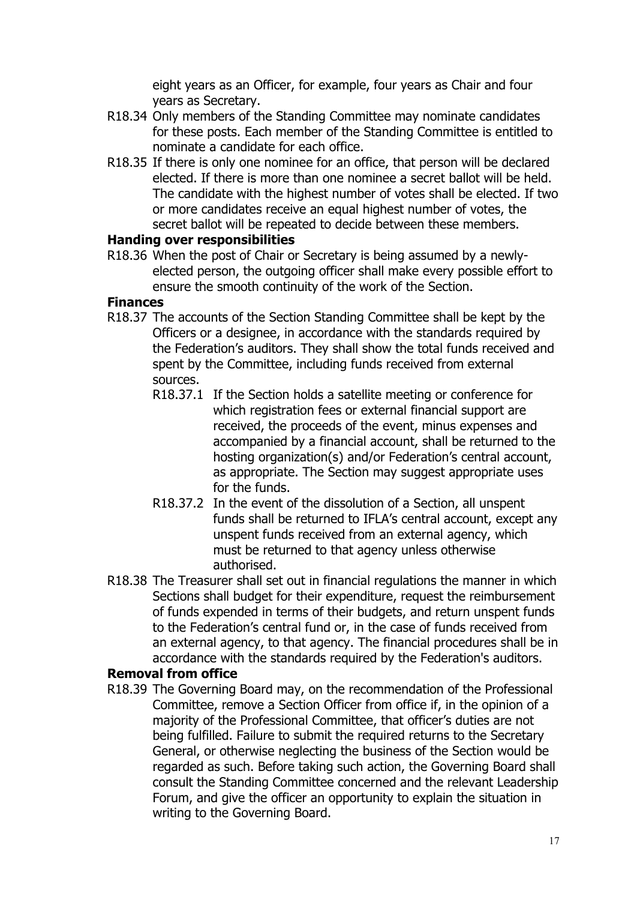eight years as an Officer, for example, four years as Chair and four years as Secretary.

R18.34 Only members of the Standing Committee may nominate candidates for these posts. Each member of the Standing Committee is entitled to nominate a candidate for each office.

R18.35 If there is only one nominee for an office, that person will be declared elected. If there is more than one nominee a secret ballot will be held. The candidate with the highest number of votes shall be elected. If two or more candidates receive an equal highest number of votes, the secret ballot will be repeated to decide between these members.

**Handing over responsibilities**

R18.36 When the post of Chair or Secretary is being assumed by a newly-elected person, the outgoing officer shall make every possible effort to ensure the smooth continuity of the work of the Section.

**Finances**

R18.37 The accounts of the Section Standing Committee shall be kept by the Officers or a designee, in accordance with the standards required by the Federation's auditors. They shall show the total funds received and spent by the Committee, including funds received from external sources.

R18.37.1 If the Section holds a satellite meeting or conference for which registration fees or external financial support are received, the proceeds of the event, minus expenses and accompanied by a financial account, shall be returned to the hosting organization(s) and/or Federation's central account, as appropriate. The Section may suggest appropriate uses for the funds.

R18.37.2 In the event of the dissolution of a Section, all unspent funds shall be returned to IFLA's central account, except any unspent funds received from an external agency, which must be returned to that agency unless otherwise authorised.

R18.38 The Treasurer shall set out in financial regulations the manner in which Sections shall budget for their expenditure, request the reimbursement of funds expended in terms of their budgets, and return unspent funds to the Federation's central fund or, in the case of funds received from an external agency, to that agency. The financial procedures shall be in accordance with the standards required by the Federation's auditors.

**Removal from office**

R18.39 The Governing Board may, on the recommendation of the Professional Committee, remove a Section Officer from office if, in the opinion of a majority of the Professional Committee, that officer's duties are not being fulfilled. Failure to submit the required returns to the Secretary General, or otherwise neglecting the business of the Section would be regarded as such. Before taking such action, the Governing Board shall consult the Standing Committee concerned and the relevant Leadership Forum, and give the officer an opportunity to explain the situation in writing to the Governing Board.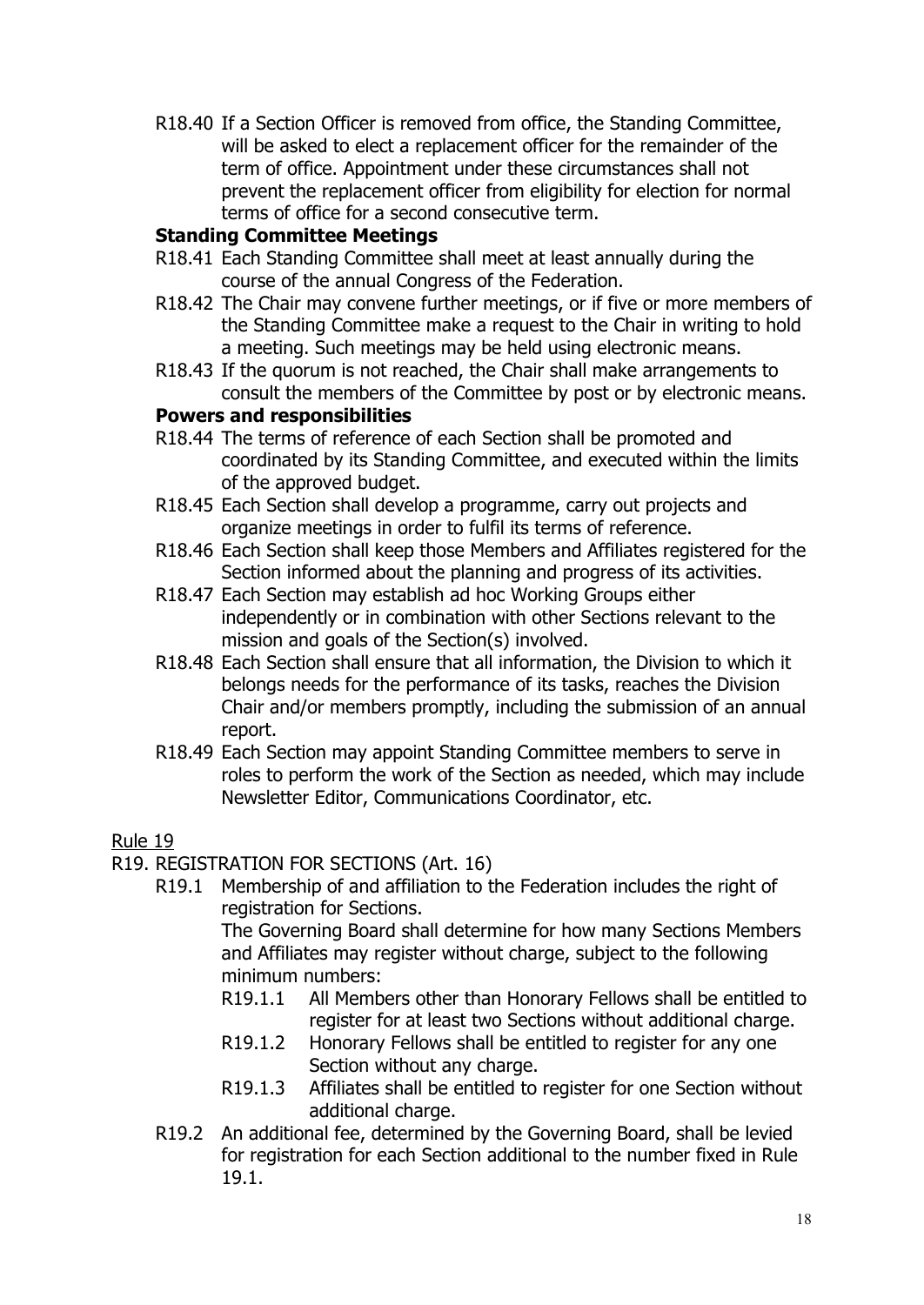R18.40 If a Section Officer is removed from office, the Standing Committee, will be asked to elect a replacement officer for the remainder of the term of office. Appointment under these circumstances shall not prevent the replacement officer from eligibility for election for normal terms of office for a second consecutive term.

**Standing Committee Meetings**

R18.41 Each Standing Committee shall meet at least annually during the course of the annual Congress of the Federation.

R18.42 The Chair may convene further meetings, or if five or more members of the Standing Committee make a request to the Chair in writing to hold a meeting. Such meetings may be held using electronic means.

R18.43 If the quorum is not reached, the Chair shall make arrangements to consult the members of the Committee by post or by electronic means.

**Powers and responsibilities**

R18.44 The terms of reference of each Section shall be promoted and coordinated by its Standing Committee, and executed within the limits of the approved budget.

R18.45 Each Section shall develop a programme, carry out projects and organize meetings in order to fulfil its terms of reference.

R18.46 Each Section shall keep those Members and Affiliates registered for the Section informed about the planning and progress of its activities.

R18.47 Each Section may establish ad hoc Working Groups either independently or in combination with other Sections relevant to the mission and goals of the Section(s) involved.

R18.48 Each Section shall ensure that all information, the Division to which it belongs needs for the performance of its tasks, reaches the Division Chair and/or members promptly, including the submission of an annual report.

R18.49 Each Section may appoint Standing Committee members to serve in roles to perform the work of the Section as needed, which may include Newsletter Editor, Communications Coordinator, etc.

Rule 19

R19. REGISTRATION FOR SECTIONS (Art. 16)

R19.1 Membership of and affiliation to the Federation includes the right of registration for Sections.

The Governing Board shall determine for how many Sections Members and Affiliates may register without charge, subject to the following minimum numbers:

- R19.1.1 All Members other than Honorary Fellows shall be entitled to register for at least two Sections without additional charge.
- R19.1.2 Honorary Fellows shall be entitled to register for any one Section without any charge.
- R19.1.3 Affiliates shall be entitled to register for one Section without additional charge.

R19.2 An additional fee, determined by the Governing Board, shall be levied for registration for each Section additional to the number fixed in Rule 19.1.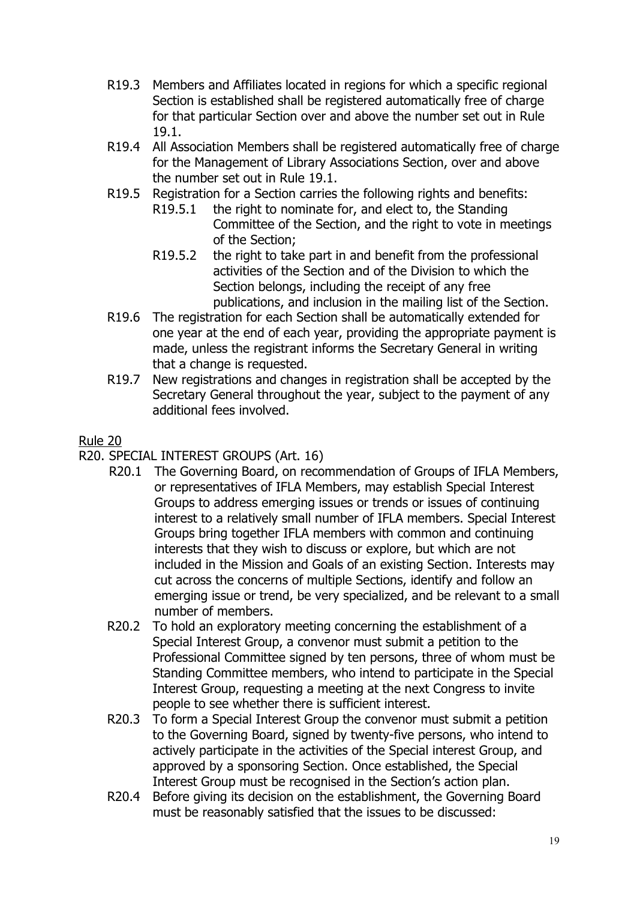- R19.3 Members and Affiliates located in regions for which a specific regional Section is established shall be registered automatically free of charge for that particular Section over and above the number set out in Rule 19.1.
- R19.4 All Association Members shall be registered automatically free of charge for the Management of Library Associations Section, over and above the number set out in Rule 19.1.
- R19.5 Registration for a Section carries the following rights and benefits:
  - R19.5.1 the right to nominate for, and elect to, the Standing Committee of the Section, and the right to vote in meetings of the Section;
  - R19.5.2 the right to take part in and benefit from the professional activities of the Section and of the Division to which the Section belongs, including the receipt of any free publications, and inclusion in the mailing list of the Section.
- R19.6 The registration for each Section shall be automatically extended for one year at the end of each year, providing the appropriate payment is made, unless the registrant informs the Secretary General in writing that a change is requested.
- R19.7 New registrations and changes in registration shall be accepted by the Secretary General throughout the year, subject to the payment of any additional fees involved.

Rule 20

R20. SPECIAL INTEREST GROUPS (Art. 16)

- R20.1 The Governing Board, on recommendation of Groups of IFLA Members, or representatives of IFLA Members, may establish Special Interest Groups to address emerging issues or trends or issues of continuing interest to a relatively small number of IFLA members. Special Interest Groups bring together IFLA members with common and continuing interests that they wish to discuss or explore, but which are not included in the Mission and Goals of an existing Section. Interests may cut across the concerns of multiple Sections, identify and follow an emerging issue or trend, be very specialized, and be relevant to a small number of members.
- R20.2 To hold an exploratory meeting concerning the establishment of a Special Interest Group, a convenor must submit a petition to the Professional Committee signed by ten persons, three of whom must be Standing Committee members, who intend to participate in the Special Interest Group, requesting a meeting at the next Congress to invite people to see whether there is sufficient interest.
- R20.3 To form a Special Interest Group the convenor must submit a petition to the Governing Board, signed by twenty-five persons, who intend to actively participate in the activities of the Special interest Group, and approved by a sponsoring Section. Once established, the Special Interest Group must be recognised in the Section's action plan.
- R20.4 Before giving its decision on the establishment, the Governing Board must be reasonably satisfied that the issues to be discussed: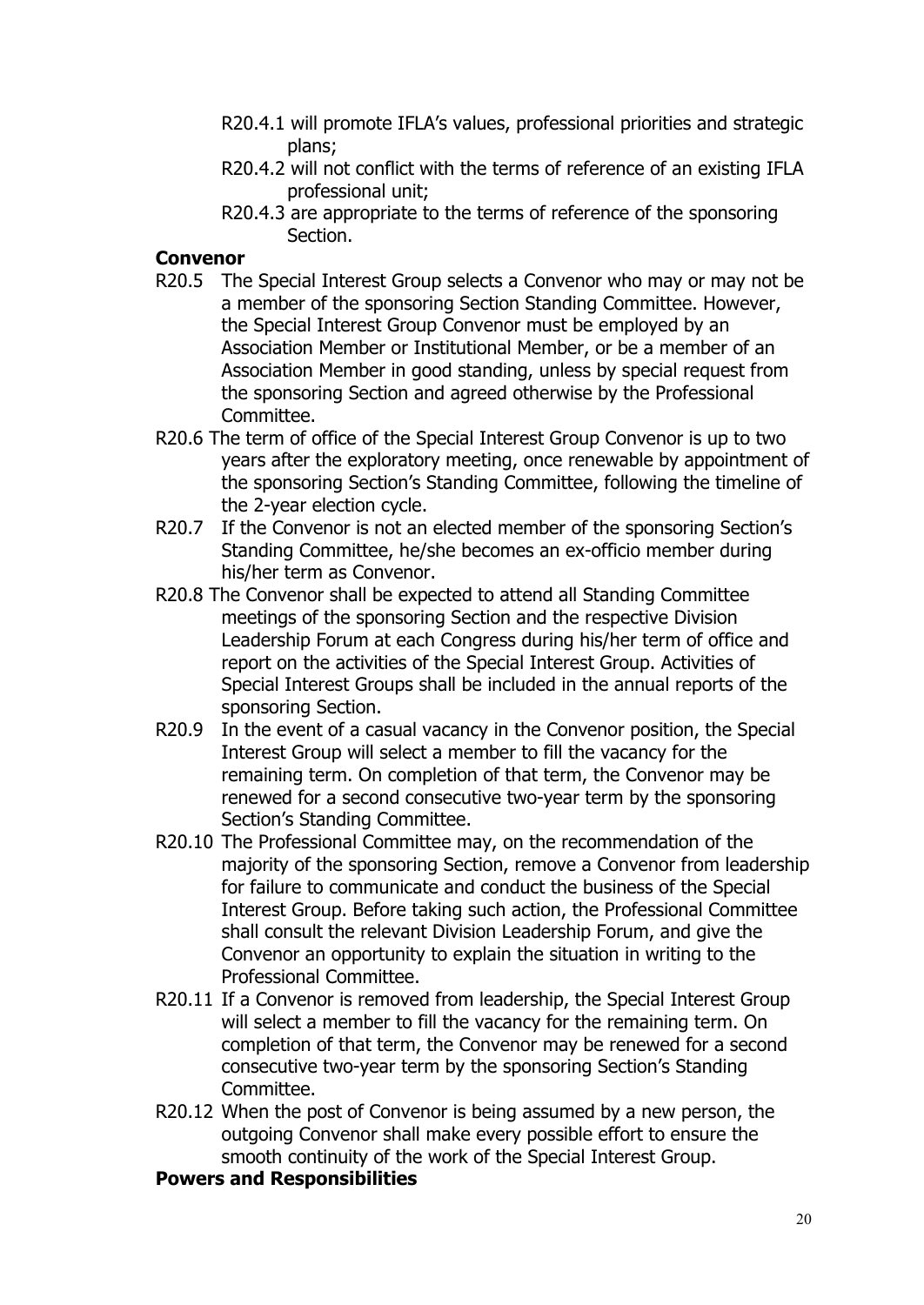R20.4.1 will promote IFLA's values, professional priorities and strategic plans;

R20.4.2 will not conflict with the terms of reference of an existing IFLA professional unit;

R20.4.3 are appropriate to the terms of reference of the sponsoring Section.

**Convenor**

R20.5 The Special Interest Group selects a Convenor who may or may not be a member of the sponsoring Section Standing Committee. However, the Special Interest Group Convenor must be employed by an Association Member or Institutional Member, or be a member of an Association Member in good standing, unless by special request from the sponsoring Section and agreed otherwise by the Professional Committee.

R20.6 The term of office of the Special Interest Group Convenor is up to two years after the exploratory meeting, once renewable by appointment of the sponsoring Section's Standing Committee, following the timeline of the 2-year election cycle.

R20.7 If the Convenor is not an elected member of the sponsoring Section's Standing Committee, he/she becomes an ex-officio member during his/her term as Convenor.

R20.8 The Convenor shall be expected to attend all Standing Committee meetings of the sponsoring Section and the respective Division Leadership Forum at each Congress during his/her term of office and report on the activities of the Special Interest Group. Activities of Special Interest Groups shall be included in the annual reports of the sponsoring Section.

R20.9 In the event of a casual vacancy in the Convenor position, the Special Interest Group will select a member to fill the vacancy for the remaining term. On completion of that term, the Convenor may be renewed for a second consecutive two-year term by the sponsoring Section's Standing Committee.

R20.10 The Professional Committee may, on the recommendation of the majority of the sponsoring Section, remove a Convenor from leadership for failure to communicate and conduct the business of the Special Interest Group. Before taking such action, the Professional Committee shall consult the relevant Division Leadership Forum, and give the Convenor an opportunity to explain the situation in writing to the Professional Committee.

R20.11 If a Convenor is removed from leadership, the Special Interest Group will select a member to fill the vacancy for the remaining term. On completion of that term, the Convenor may be renewed for a second consecutive two-year term by the sponsoring Section's Standing Committee.

R20.12 When the post of Convenor is being assumed by a new person, the outgoing Convenor shall make every possible effort to ensure the smooth continuity of the work of the Special Interest Group.

**Powers and Responsibilities**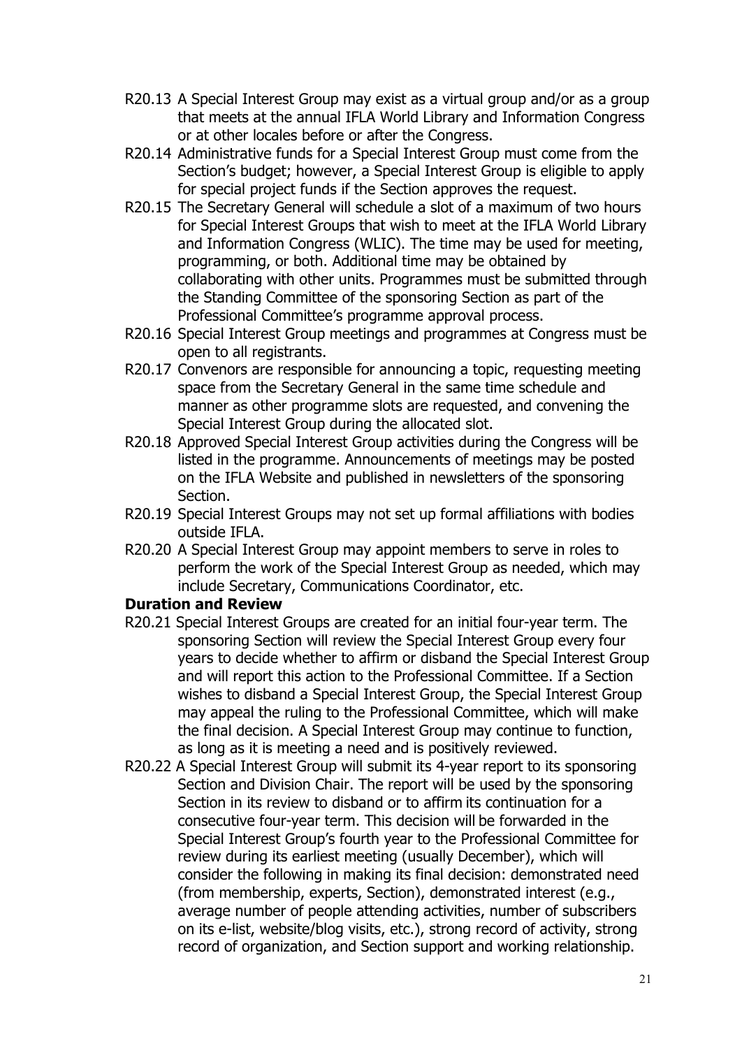R20.13 A Special Interest Group may exist as a virtual group and/or as a group that meets at the annual IFLA World Library and Information Congress or at other locales before or after the Congress.

R20.14 Administrative funds for a Special Interest Group must come from the Section's budget; however, a Special Interest Group is eligible to apply for special project funds if the Section approves the request.

R20.15 The Secretary General will schedule a slot of a maximum of two hours for Special Interest Groups that wish to meet at the IFLA World Library and Information Congress (WLIC). The time may be used for meeting, programming, or both. Additional time may be obtained by collaborating with other units. Programmes must be submitted through the Standing Committee of the sponsoring Section as part of the Professional Committee's programme approval process.

R20.16 Special Interest Group meetings and programmes at Congress must be open to all registrants.

R20.17 Convenors are responsible for announcing a topic, requesting meeting space from the Secretary General in the same time schedule and manner as other programme slots are requested, and convening the Special Interest Group during the allocated slot.

R20.18 Approved Special Interest Group activities during the Congress will be listed in the programme. Announcements of meetings may be posted on the IFLA Website and published in newsletters of the sponsoring Section.

R20.19 Special Interest Groups may not set up formal affiliations with bodies outside IFLA.

R20.20 A Special Interest Group may appoint members to serve in roles to perform the work of the Special Interest Group as needed, which may include Secretary, Communications Coordinator, etc.

**Duration and Review**

R20.21 Special Interest Groups are created for an initial four-year term. The sponsoring Section will review the Special Interest Group every four years to decide whether to affirm or disband the Special Interest Group and will report this action to the Professional Committee. If a Section wishes to disband a Special Interest Group, the Special Interest Group may appeal the ruling to the Professional Committee, which will make the final decision. A Special Interest Group may continue to function, as long as it is meeting a need and is positively reviewed.

R20.22 A Special Interest Group will submit its 4-year report to its sponsoring Section and Division Chair. The report will be used by the sponsoring Section in its review to disband or to affirm its continuation for a consecutive four-year term. This decision will be forwarded in the Special Interest Group's fourth year to the Professional Committee for review during its earliest meeting (usually December), which will consider the following in making its final decision: demonstrated need (from membership, experts, Section), demonstrated interest (e.g., average number of people attending activities, number of subscribers on its e-list, website/blog visits, etc.), strong record of activity, strong record of organization, and Section support and working relationship.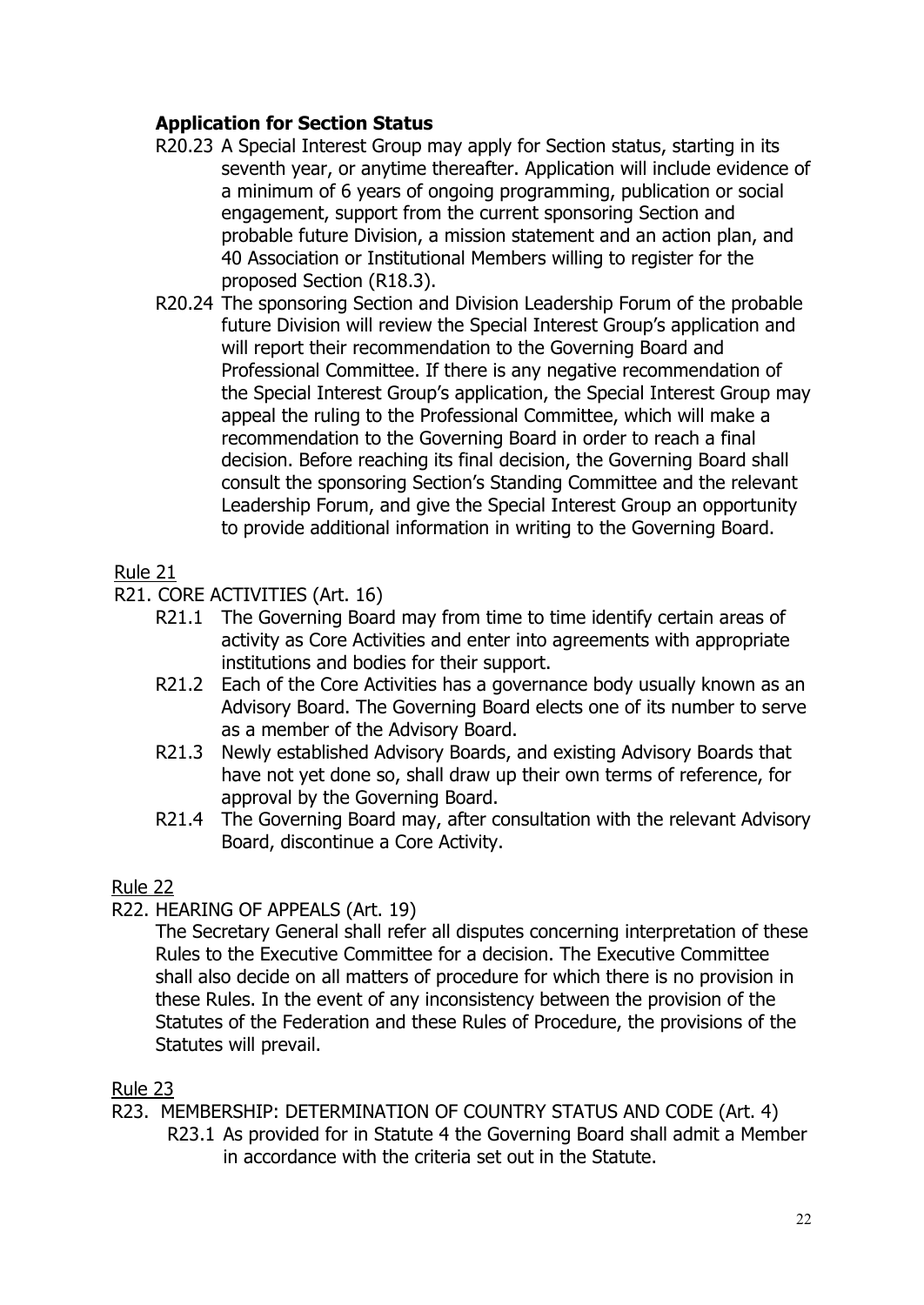**Application for Section Status**

R20.23 A Special Interest Group may apply for Section status, starting in its seventh year, or anytime thereafter. Application will include evidence of a minimum of 6 years of ongoing programming, publication or social engagement, support from the current sponsoring Section and probable future Division, a mission statement and an action plan, and 40 Association or Institutional Members willing to register for the proposed Section (R18.3).

R20.24 The sponsoring Section and Division Leadership Forum of the probable future Division will review the Special Interest Group's application and will report their recommendation to the Governing Board and Professional Committee. If there is any negative recommendation of the Special Interest Group's application, the Special Interest Group may appeal the ruling to the Professional Committee, which will make a recommendation to the Governing Board in order to reach a final decision. Before reaching its final decision, the Governing Board shall consult the sponsoring Section's Standing Committee and the relevant Leadership Forum, and give the Special Interest Group an opportunity to provide additional information in writing to the Governing Board.

Rule 21

R21. CORE ACTIVITIES (Art. 16)

R21.1 The Governing Board may from time to time identify certain areas of activity as Core Activities and enter into agreements with appropriate institutions and bodies for their support.

R21.2 Each of the Core Activities has a governance body usually known as an Advisory Board. The Governing Board elects one of its number to serve as a member of the Advisory Board.

R21.3 Newly established Advisory Boards, and existing Advisory Boards that have not yet done so, shall draw up their own terms of reference, for approval by the Governing Board.

R21.4 The Governing Board may, after consultation with the relevant Advisory Board, discontinue a Core Activity.

Rule 22

R22. HEARING OF APPEALS (Art. 19)

The Secretary General shall refer all disputes concerning interpretation of these Rules to the Executive Committee for a decision. The Executive Committee shall also decide on all matters of procedure for which there is no provision in these Rules. In the event of any inconsistency between the provision of the Statutes of the Federation and these Rules of Procedure, the provisions of the Statutes will prevail.

Rule 23

R23. MEMBERSHIP: DETERMINATION OF COUNTRY STATUS AND CODE (Art. 4)

R23.1 As provided for in Statute 4 the Governing Board shall admit a Member in accordance with the criteria set out in the Statute.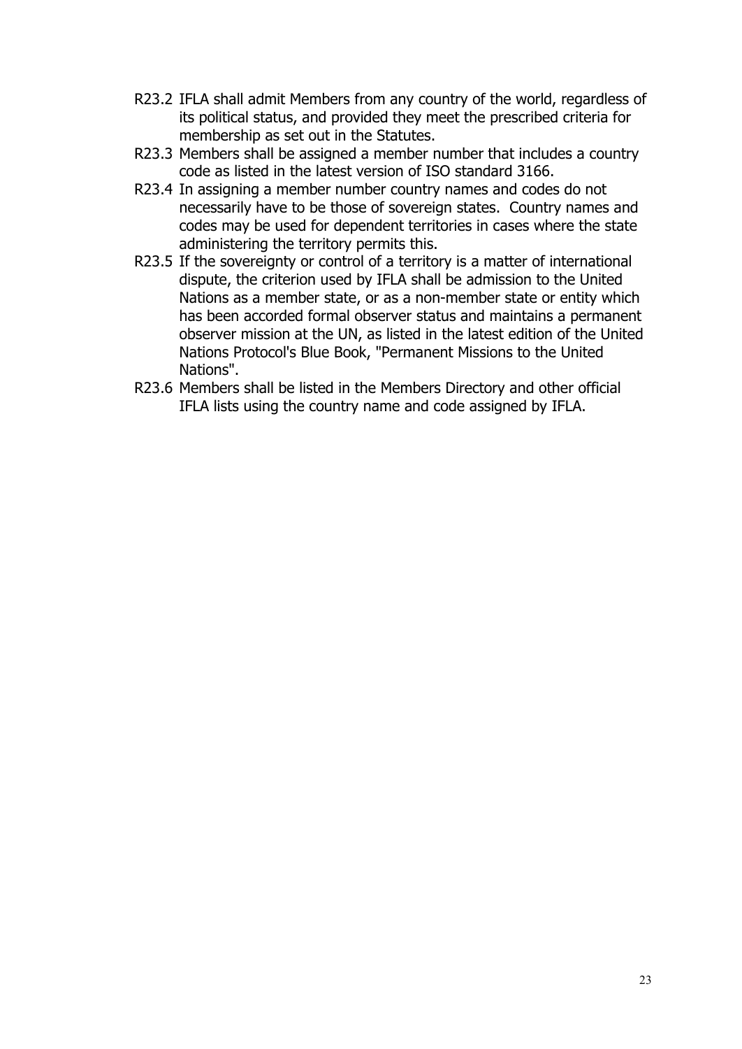- R23.2 IFLA shall admit Members from any country of the world, regardless of its political status, and provided they meet the prescribed criteria for membership as set out in the Statutes.
- R23.3 Members shall be assigned a member number that includes a country code as listed in the latest version of ISO standard 3166.
- R23.4 In assigning a member number country names and codes do not necessarily have to be those of sovereign states. Country names and codes may be used for dependent territories in cases where the state administering the territory permits this.
- R23.5 If the sovereignty or control of a territory is a matter of international dispute, the criterion used by IFLA shall be admission to the United Nations as a member state, or as a non-member state or entity which has been accorded formal observer status and maintains a permanent observer mission at the UN, as listed in the latest edition of the United Nations Protocol's Blue Book, "Permanent Missions to the United Nations".
- R23.6 Members shall be listed in the Members Directory and other official IFLA lists using the country name and code assigned by IFLA.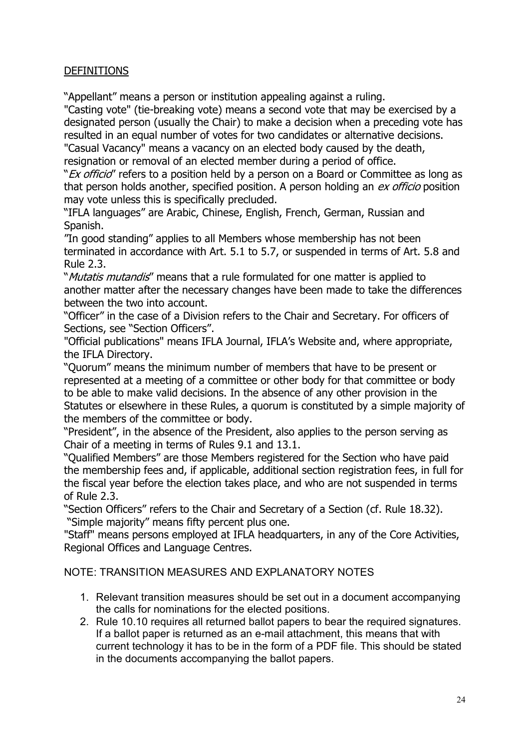## DEFINITIONS

"Appellant" means a person or institution appealing against a ruling.

"Casting vote" (tie-breaking vote) means a second vote that may be exercised by a designated person (usually the Chair) to make a decision when a preceding vote has resulted in an equal number of votes for two candidates or alternative decisions.

"Casual Vacancy" means a vacancy on an elected body caused by the death, resignation or removal of an elected member during a period of office.

"*Ex officio*" refers to a position held by a person on a Board or Committee as long as that person holds another, specified position. A person holding an *ex officio* position may vote unless this is specifically precluded.

"IFLA languages" are Arabic, Chinese, English, French, German, Russian and Spanish.

"In good standing" applies to all Members whose membership has not been terminated in accordance with Art. 5.1 to 5.7, or suspended in terms of Art. 5.8 and Rule 2.3.

"*Mutatis mutandis*" means that a rule formulated for one matter is applied to another matter after the necessary changes have been made to take the differences between the two into account.

"Officer" in the case of a Division refers to the Chair and Secretary. For officers of Sections, see "Section Officers".

"Official publications" means IFLA Journal, IFLA's Website and, where appropriate, the IFLA Directory.

"Quorum" means the minimum number of members that have to be present or represented at a meeting of a committee or other body for that committee or body to be able to make valid decisions. In the absence of any other provision in the Statutes or elsewhere in these Rules, a quorum is constituted by a simple majority of the members of the committee or body.

"President", in the absence of the President, also applies to the person serving as Chair of a meeting in terms of Rules 9.1 and 13.1.

"Qualified Members" are those Members registered for the Section who have paid the membership fees and, if applicable, additional section registration fees, in full for the fiscal year before the election takes place, and who are not suspended in terms of Rule 2.3.

"Section Officers" refers to the Chair and Secretary of a Section (cf. Rule 18.32).

"Simple majority" means fifty percent plus one.

"Staff" means persons employed at IFLA headquarters, in any of the Core Activities, Regional Offices and Language Centres.

NOTE: TRANSITION MEASURES AND EXPLANATORY NOTES

1. Relevant transition measures should be set out in a document accompanying the calls for nominations for the elected positions.
2. Rule 10.10 requires all returned ballot papers to bear the required signatures. If a ballot paper is returned as an e-mail attachment, this means that with current technology it has to be in the form of a PDF file. This should be stated in the documents accompanying the ballot papers.